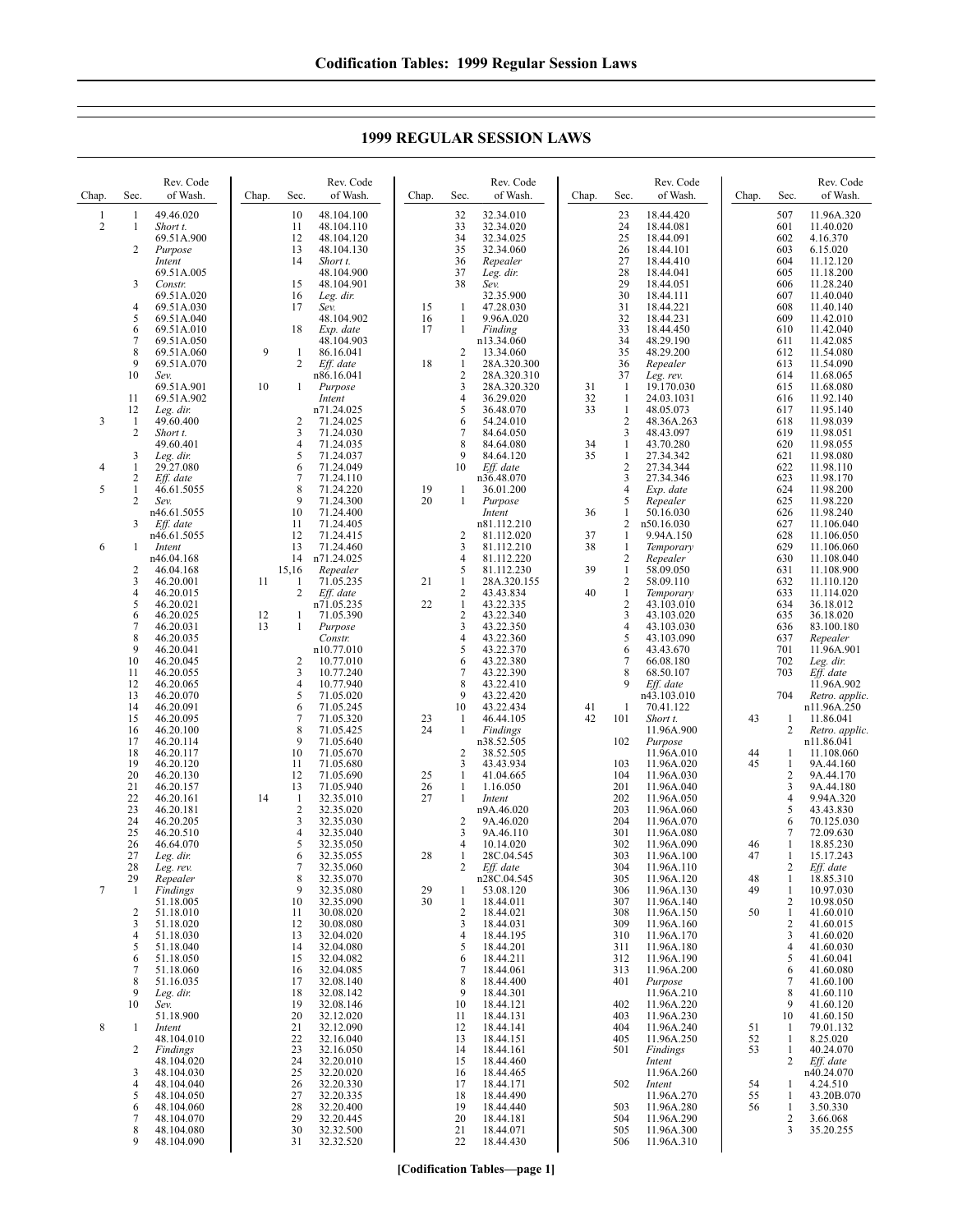## 1999 REGULAR SESSION LAWS

| Chap. | Sec. | Rev. Code of Wash. |
|---|---|---|
| 1 | 1 | 49.46.020 |
| 2 | 1 | *Short t.* 69.51A.900 |
| | 2 | *Purpose Intent* 69.51A.005 |
| | 3 | *Constr.* 69.51A.020 |
| | 4 | 69.51A.030 |
| | 5 | 69.51A.040 |
| | 6 | 69.51A.010 |
| | 7 | 69.51A.050 |
| | 8 | 69.51A.060 |
| | 9 | 69.51A.070 |
| | 10 | *Sev.* 69.51A.901 |
| | 11 | 69.51A.902 |
| | 12 | *Leg. dir.* |
| 3 | 1 | 49.60.400 |
| | 2 | *Short t.* 49.60.401 |
| | 3 | *Leg. dir.* |
| 4 | 1 | 29.27.080 |
| | 2 | *Eff. date* |
| 5 | 1 | 46.61.5055 |
| | 2 | *Sev.* n46.61.5055 |
| | 3 | *Eff. date* n46.61.5055 |
| 6 | 1 | *Intent* n46.04.168 |
| | 2 | 46.04.168 |
| | 3 | 46.20.001 |
| | 4 | 46.20.015 |
| | 5 | 46.20.021 |
| | 6 | 46.20.025 |
| | 7 | 46.20.031 |
| | 8 | 46.20.035 |
| | 9 | 46.20.041 |
| | 10 | 46.20.045 |
| | 11 | 46.20.055 |
| | 12 | 46.20.065 |
| | 13 | 46.20.070 |
| | 14 | 46.20.091 |
| | 15 | 46.20.095 |
| | 16 | 46.20.100 |
| | 17 | 46.20.114 |
| | 18 | 46.20.117 |
| | 19 | 46.20.120 |
| | 20 | 46.20.130 |
| | 21 | 46.20.157 |
| | 22 | 46.20.161 |
| | 23 | 46.20.181 |
| | 24 | 46.20.205 |
| | 25 | 46.20.510 |
| | 26 | 46.64.070 |
| | 27 | *Leg. dir.* |
| | 28 | *Leg. rev.* |
| | 29 | *Repealer* |
| 7 | 1 | *Findings* 51.18.005 |
| | 2 | 51.18.010 |
| | 3 | 51.18.020 |
| | 4 | 51.18.030 |
| | 5 | 51.18.040 |
| | 6 | 51.18.050 |
| | 7 | 51.18.060 |
| | 8 | 51.16.035 |
| | 9 | *Leg. dir.* |
| | 10 | *Sev.* 51.18.900 |
| 8 | 1 | *Intent* 48.104.010 |
| | 2 | *Findings* 48.104.020 |
| | 3 | 48.104.030 |
| | 4 | 48.104.040 |
| | 5 | 48.104.050 |
| | 6 | 48.104.060 |
| | 7 | 48.104.070 |
| | 8 | 48.104.080 |
| | 9 | 48.104.090 |
| | 10 | 48.104.100 |
| | 11 | 48.104.110 |
| | 12 | 48.104.120 |
| | 13 | 48.104.130 |
| | 14 | *Short t.* 48.104.900 |
| | 15 | 48.104.901 |
| | 16 | *Leg. dir.* |
| | 17 | *Sev.* 48.104.902 |
| | 18 | *Exp. date* 48.104.903 |
| 9 | 1 | 86.16.041 |
| | 2 | *Eff. date* n86.16.041 |
| 10 | 1 | *Purpose Intent* n71.24.025 |
| | 2 | 71.24.025 |
| | 3 | 71.24.030 |
| | 4 | 71.24.035 |
| | 5 | 71.24.037 |
| | 6 | 71.24.049 |
| | 7 | 71.24.110 |
| | 8 | 71.24.220 |
| | 9 | 71.24.300 |
| | 10 | 71.24.400 |
| | 11 | 71.24.405 |
| | 12 | 71.24.415 |
| | 13 | 71.24.460 |
| | 14 | n71.24.025 |
| | 15,16 | *Repealer* |
| 11 | 1 | 71.05.235 |
| | 2 | *Eff. date* n71.05.235 |
| 12 | 1 | 71.05.390 |
| 13 | 1 | *Purpose Constr.* n10.77.010 |
| | 2 | 10.77.010 |
| | 3 | 10.77.240 |
| | 4 | 10.77.940 |
| | 5 | 71.05.020 |
| | 6 | 71.05.245 |
| | 7 | 71.05.320 |
| | 8 | 71.05.425 |
| | 9 | 71.05.640 |
| | 10 | 71.05.670 |
| | 11 | 71.05.680 |
| | 12 | 71.05.690 |
| | 13 | 71.05.940 |
| 14 | 1 | 32.35.010 |
| | 2 | 32.35.020 |
| | 3 | 32.35.030 |
| | 4 | 32.35.040 |
| | 5 | 32.35.050 |
| | 6 | 32.35.055 |
| | 7 | 32.35.060 |
| | 8 | 32.35.070 |
| | 9 | 32.35.080 |
| | 10 | 32.35.090 |
| | 11 | 30.08.020 |
| | 12 | 30.08.080 |
| | 13 | 32.04.020 |
| | 14 | 32.04.080 |
| | 15 | 32.04.082 |
| | 16 | 32.04.085 |
| | 17 | 32.08.140 |
| | 18 | 32.08.142 |
| | 19 | 32.08.146 |
| | 20 | 32.12.020 |
| | 21 | 32.12.090 |
| | 22 | 32.16.040 |
| | 23 | 32.16.050 |
| | 24 | 32.20.010 |
| | 25 | 32.20.020 |
| | 26 | 32.20.330 |
| | 27 | 32.20.335 |
| | 28 | 32.20.400 |
| | 29 | 32.20.445 |
| | 30 | 32.32.500 |
| | 31 | 32.32.520 |
| | 32 | 32.34.010 |
| | 33 | 32.34.020 |
| | 34 | 32.34.025 |
| | 35 | 32.34.060 |
| | 36 | *Repealer* |
| | 37 | *Leg. dir.* |
| | 38 | *Sev.* 32.35.900 |
| 15 | 1 | 47.28.030 |
| 16 | 1 | 9.96A.020 |
| 17 | 1 | *Finding* n13.34.060 |
| | 2 | 13.34.060 |
| 18 | 1 | 28A.320.300 |
| | 2 | 28A.320.310 |
| | 3 | 28A.320.320 |
| | 4 | 36.29.020 |
| | 5 | 36.48.070 |
| | 6 | 54.24.010 |
| | 7 | 84.64.050 |
| | 8 | 84.64.080 |
| | 9 | 84.64.120 |
| | 10 | *Eff. date* n36.48.070 |
| 19 | 1 | 36.01.200 |
| 20 | 1 | *Purpose Intent* n81.112.210 |
| | 2 | 81.112.020 |
| | 3 | 81.112.210 |
| | 4 | 81.112.220 |
| | 5 | 81.112.230 |
| 21 | 1 | 28A.320.155 |
| | 2 | 43.43.834 |
| 22 | 1 | 43.22.335 |
| | 2 | 43.22.340 |
| | 3 | 43.22.350 |
| | 4 | 43.22.360 |
| | 5 | 43.22.370 |
| | 6 | 43.22.380 |
| | 7 | 43.22.390 |
| | 8 | 43.22.410 |
| | 9 | 43.22.420 |
| | 10 | 43.22.434 |
| 23 | 1 | 46.44.105 |
| 24 | 1 | *Findings* n38.52.505 |
| | 2 | 38.52.505 |
| | 3 | 43.43.934 |
| 25 | 1 | 41.04.665 |
| 26 | 1 | 1.16.050 |
| 27 | 1 | *Intent* n9A.46.020 |
| | 2 | 9A.46.020 |
| | 3 | 9A.46.110 |
| | 4 | 10.14.020 |
| 28 | 1 | 28C.04.545 |
| | 2 | *Eff. date* n28C.04.545 |
| 29 | 1 | 53.08.120 |
| 30 | 1 | 18.44.011 |
| | 2 | 18.44.021 |
| | 3 | 18.44.031 |
| | 4 | 18.44.195 |
| | 5 | 18.44.201 |
| | 6 | 18.44.211 |
| | 7 | 18.44.061 |
| | 8 | 18.44.400 |
| | 9 | 18.44.301 |
| | 10 | 18.44.121 |
| | 11 | 18.44.131 |
| | 12 | 18.44.141 |
| | 13 | 18.44.151 |
| | 14 | 18.44.161 |
| | 15 | 18.44.460 |
| | 16 | 18.44.465 |
| | 17 | 18.44.171 |
| | 18 | 18.44.490 |
| | 19 | 18.44.440 |
| | 20 | 18.44.181 |
| | 21 | 18.44.071 |
| | 22 | 18.44.430 |
| | 23 | 18.44.420 |
| | 24 | 18.44.081 |
| | 25 | 18.44.091 |
| | 26 | 18.44.101 |
| | 27 | 18.44.410 |
| | 28 | 18.44.041 |
| | 29 | 18.44.051 |
| | 30 | 18.44.111 |
| | 31 | 18.44.221 |
| | 32 | 18.44.231 |
| | 33 | 18.44.450 |
| | 34 | 48.29.190 |
| | 35 | 48.29.200 |
| | 36 | *Repealer* |
| | 37 | *Leg. rev.* |
| 31 | 1 | 19.170.030 |
| 32 | 1 | 24.03.1031 |
| 33 | 1 | 48.05.073 |
| | 2 | 48.36A.263 |
| | 3 | 48.43.097 |
| 34 | 1 | 43.70.280 |
| 35 | 1 | 27.34.342 |
| | 2 | 27.34.344 |
| | 3 | 27.34.346 |
| | 4 | *Exp. date* |
| | 5 | *Repealer* |
| 36 | 1 | 50.16.030 |
| | 2 | n50.16.030 |
| 37 | 1 | 9.94A.150 |
| 38 | 1 | *Temporary* |
| | 2 | *Repealer* |
| 39 | 1 | 58.09.050 |
| | 2 | 58.09.110 |
| 40 | 1 | *Temporary* |
| | 2 | 43.103.010 |
| | 3 | 43.103.020 |
| | 4 | 43.103.030 |
| | 5 | 43.103.090 |
| | 6 | 43.43.670 |
| | 7 | 66.08.180 |
| | 8 | 68.50.107 |
| | 9 | *Eff. date* n43.103.010 |
| 41 | 1 | 70.41.122 |
| 42 | 101 | *Short t.* 11.96A.900 |
| | 102 | *Purpose* 11.96A.010 |
| | 103 | 11.96A.020 |
| | 104 | 11.96A.030 |
| | 201 | 11.96A.040 |
| | 202 | 11.96A.050 |
| | 203 | 11.96A.060 |
| | 204 | 11.96A.070 |
| | 301 | 11.96A.080 |
| | 302 | 11.96A.090 |
| | 303 | 11.96A.100 |
| | 304 | 11.96A.110 |
| | 305 | 11.96A.120 |
| | 306 | 11.96A.130 |
| | 307 | 11.96A.140 |
| | 308 | 11.96A.150 |
| | 309 | 11.96A.160 |
| | 310 | 11.96A.170 |
| | 311 | 11.96A.180 |
| | 312 | 11.96A.190 |
| | 313 | 11.96A.200 |
| | 401 | *Purpose* 11.96A.210 |
| | 402 | 11.96A.220 |
| | 403 | 11.96A.230 |
| | 404 | 11.96A.240 |
| | 405 | 11.96A.250 |
| | 501 | *Findings Intent* 11.96A.260 |
| | 502 | *Intent* 11.96A.270 |
| | 503 | 11.96A.280 |
| | 504 | 11.96A.290 |
| | 505 | 11.96A.300 |
| | 506 | 11.96A.310 |
| | 507 | 11.96A.320 |
| | 601 | 11.40.020 |
| | 602 | 4.16.370 |
| | 603 | 6.15.020 |
| | 604 | 11.12.120 |
| | 605 | 11.18.200 |
| | 606 | 11.28.240 |
| | 607 | 11.40.040 |
| | 608 | 11.40.140 |
| | 609 | 11.42.010 |
| | 610 | 11.42.040 |
| | 611 | 11.42.085 |
| | 612 | 11.54.080 |
| | 613 | 11.54.090 |
| | 614 | 11.68.065 |
| | 615 | 11.68.080 |
| | 616 | 11.92.140 |
| | 617 | 11.95.140 |
| | 618 | 11.98.039 |
| | 619 | 11.98.051 |
| | 620 | 11.98.055 |
| | 621 | 11.98.080 |
| | 622 | 11.98.110 |
| | 623 | 11.98.170 |
| | 624 | 11.98.200 |
| | 625 | 11.98.220 |
| | 626 | 11.98.240 |
| | 627 | 11.106.040 |
| | 628 | 11.106.050 |
| | 629 | 11.106.060 |
| | 630 | 11.108.040 |
| | 631 | 11.108.900 |
| | 632 | 11.110.120 |
| | 633 | 11.114.020 |
| | 634 | 36.18.012 |
| | 635 | 36.18.020 |
| | 636 | 83.100.180 |
| | 637 | *Repealer* |
| | 701 | 11.96A.901 |
| | 702 | *Leg. dir.* |
| | 703 | *Eff. date* 11.96A.902 |
| | 704 | *Retro. applic.* n11.96A.250 |
| 43 | 1 | 11.86.041 |
| | 2 | *Retro. applic.* n11.86.041 |
| 44 | 1 | 11.108.060 |
| 45 | 1 | 9A.44.160 |
| | 2 | 9A.44.170 |
| | 3 | 9A.44.180 |
| | 4 | 9.94A.320 |
| | 5 | 43.43.830 |
| | 6 | 70.125.030 |
| | 7 | 72.09.630 |
| 46 | 1 | 18.85.230 |
| 47 | 1 | 15.17.243 |
| | 2 | *Eff. date* |
| 48 | 1 | 18.85.310 |
| 49 | 1 | 10.97.030 |
| | 2 | 10.98.050 |
| 50 | 1 | 41.60.010 |
| | 2 | 41.60.015 |
| | 3 | 41.60.020 |
| | 4 | 41.60.030 |
| | 5 | 41.60.041 |
| | 6 | 41.60.080 |
| | 7 | 41.60.100 |
| | 8 | 41.60.110 |
| | 9 | 41.60.120 |
| | 10 | 41.60.150 |
| 51 | 1 | 79.01.132 |
| 52 | 1 | 8.25.020 |
| 53 | 1 | 40.24.070 |
| | 2 | *Eff. date* n40.24.070 |
| 54 | 1 | 4.24.510 |
| 55 | 1 | 43.20B.070 |
| 56 | 1 | 3.50.330 |
| | 2 | 3.66.068 |
| | 3 | 35.20.255 |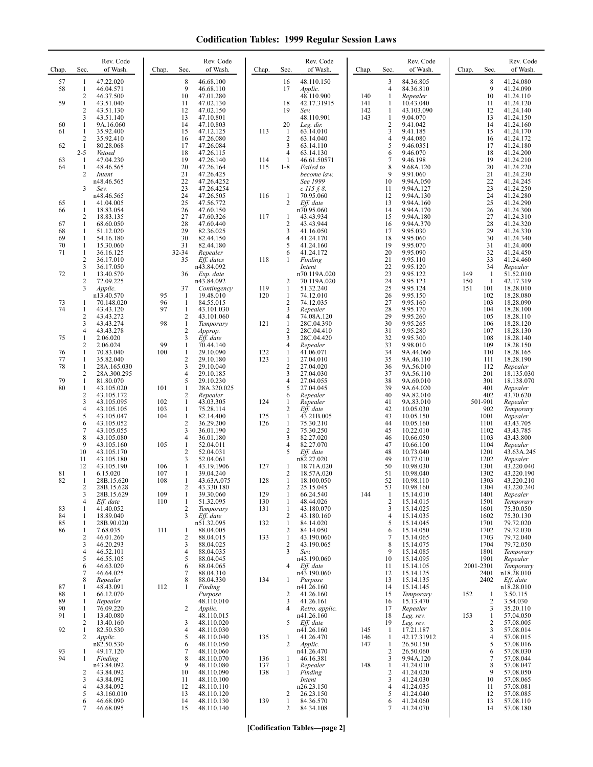# Codification Tables: 1999 Regular Session Laws

| Chap. | Sec. | Rev. Code of Wash. |
|---|---|---|
| 57 | 1 | 47.22.020 |
| 58 | 1 | 46.04.571 |
| | 2 | 46.37.500 |
| 59 | 1 | 43.51.040 |
| | 2 | 43.51.130 |
| | 3 | 43.51.140 |
| 60 | 1 | 9A.16.060 |
| 61 | 1 | 35.92.400 |
| | 2 | 35.92.410 |
| 62 | 1 | 80.28.068 |
| | 2-5 | *Vetoed* |
| 63 | 1 | 47.04.230 |
| 64 | 1 | 48.46.565 |
| | 2 | *Intent* n48.46.565 |
| | 3 | *Sev.* n48.46.565 |
| 65 | 1 | 41.04.005 |
| 66 | 1 | 18.83.054 |
| | 2 | 18.83.135 |
| 67 | 1 | 68.60.050 |
| 68 | 1 | 51.12.020 |
| 69 | 1 | 54.16.180 |
| 70 | 1 | 15.30.060 |
| 71 | 1 | 36.16.125 |
| | 2 | 36.17.010 |
| | 3 | 36.17.050 |
| 72 | 1 | 13.40.570 |
| | 2 | 72.09.225 |
| | 3 | *Applic.* n13.40.570 |
| 73 | 1 | 70.148.020 |
| 74 | 1 | 43.43.120 |
| | 2 | 43.43.272 |
| | 3 | 43.43.274 |
| | 4 | 43.43.278 |
| 75 | 1 | 2.06.020 |
| | 2 | 2.06.024 |
| 76 | 1 | 70.83.040 |
| 77 | 1 | 35.82.040 |
| 78 | 1 | 28A.165.030 |
| | 2 | 28A.300.295 |
| 79 | 1 | 81.80.070 |
| 80 | 1 | 43.105.020 |
| | 2 | 43.105.172 |
| | 3 | 43.105.095 |
| | 4 | 43.105.105 |
| | 5 | 43.105.047 |
| | 6 | 43.105.052 |
| | 7 | 43.105.055 |
| | 8 | 43.105.080 |
| | 9 | 43.105.160 |
| | 10 | 43.105.170 |
| | 11 | 43.105.180 |
| | 12 | 43.105.190 |
| 81 | 1 | 6.15.020 |
| 82 | 1 | 28B.15.620 |
| | 2 | 28B.15.628 |
| | 3 | 28B.15.629 |
| | 4 | *Eff. date* |
| 83 | 1 | 41.40.052 |
| 84 | 1 | 18.89.040 |
| 85 | 1 | 28B.90.020 |
| 86 | 1 | 7.68.035 |
| | 2 | 46.01.260 |
| | 3 | 46.20.293 |
| | 4 | 46.52.101 |
| | 5 | 46.55.105 |
| | 6 | 46.63.020 |
| | 7 | 46.64.025 |
| | 8 | *Repealer* |
| 87 | 1 | 48.43.091 |
| 88 | 1 | 66.12.070 |
| 89 | 1 | *Repealer* |
| 90 | 1 | 76.09.220 |
| 91 | 1 | 13.40.080 |
| | 2 | 13.40.160 |
| 92 | 1 | 82.50.530 |
| | 2 | *Applic.* n82.50.530 |
| 93 | 1 | 49.17.120 |
| 94 | 1 | *Finding* n43.84.092 |
| | 2 | 43.84.092 |
| | 3 | 43.84.092 |
| | 4 | 43.84.092 |
| | 5 | 43.160.010 |
| | 6 | 46.68.090 |
| | 7 | 46.68.095 |
| | 8 | 46.68.100 |
| | 9 | 46.68.110 |
| | 10 | 47.01.280 |
| | 11 | 47.02.130 |
| | 12 | 47.02.150 |
| | 13 | 47.10.801 |
| | 14 | 47.10.803 |
| | 15 | 47.12.125 |
| | 16 | 47.26.080 |
| | 17 | 47.26.084 |
| | 18 | 47.26.115 |
| | 19 | 47.26.140 |
| | 20 | 47.26.164 |
| | 21 | 47.26.425 |
| | 22 | 47.26.4252 |
| | 23 | 47.26.4254 |
| | 24 | 47.26.505 |
| | 25 | 47.56.772 |
| | 26 | 47.60.150 |
| | 27 | 47.60.326 |
| | 28 | 47.60.440 |
| | 29 | 82.36.025 |
| | 30 | 82.44.150 |
| | 31 | 82.44.180 |
| | 32-34 | *Repealer* |
| | 35 | *Eff. dates* n43.84.092 |
| | 36 | *Exp. date* n43.84.092 |
| | 37 | *Contingency* |
| 95 | 1 | 19.48.010 |
| 96 | 1 | 84.55.015 |
| 97 | 1 | 43.101.030 |
| | 2 | 43.101.060 |
| 98 | 1 | *Temporary* |
| | 2 | *Approp.* |
| | 3 | *Eff. date* |
| 99 | 1 | 70.44.140 |
| 100 | 1 | 29.10.090 |
| | 2 | 29.10.180 |
| | 3 | 29.10.040 |
| | 4 | 29.10.185 |
| | 5 | 29.10.230 |
| 101 | 1 | 28A.320.025 |
| | 2 | *Repealer* |
| 102 | 1 | 43.03.305 |
| 103 | 1 | 75.28.114 |
| 104 | 1 | 82.14.400 |
| | 2 | 36.29.200 |
| | 3 | 36.01.190 |
| | 4 | 36.01.180 |
| 105 | 1 | 52.04.011 |
| | 2 | 52.04.031 |
| | 3 | 52.04.061 |
| 106 | 1 | 43.19.1906 |
| 107 | 1 | 39.04.240 |
| 108 | 1 | 43.63A.075 |
| | 2 | 43.330.180 |
| 109 | 1 | 39.30.060 |
| 110 | 1 | 51.32.095 |
| | 2 | *Temporary* |
| | 3 | *Eff. date* n51.32.095 |
| 111 | 1 | 88.04.005 |
| | 2 | 88.04.015 |
| | 3 | 88.04.025 |
| | 4 | 88.04.035 |
| | 5 | 88.04.045 |
| | 6 | 88.04.065 |
| | 7 | 88.04.310 |
| | 8 | 88.04.330 |
| 112 | 1 | *Finding Purpose* 48.110.010 |
| | 2 | *Applic.* 48.110.015 |
| | 3 | 48.110.020 |
| | 4 | 48.110.030 |
| | 5 | 48.110.040 |
| | 6 | 48.110.050 |
| | 7 | 48.110.060 |
| | 8 | 48.110.070 |
| | 9 | 48.110.080 |
| | 10 | 48.110.090 |
| | 11 | 48.110.100 |
| | 12 | 48.110.110 |
| | 13 | 48.110.120 |
| | 14 | 48.110.130 |
| | 15 | 48.110.140 |
| | 16 | 48.110.150 |
| | 17 | *Applic.* 48.110.900 |
| | 18 | 42.17.31915 |
| | 19 | *Sev.* 48.110.901 |
| | 20 | *Leg. dir.* |
| 113 | 1 | 63.14.010 |
| | 2 | 63.14.040 |
| | 3 | 63.14.110 |
| | 4 | 63.14.130 |
| 114 | 1 | 46.61.50571 |
| 115 | 1-8 | *Failed to become law. See 1999 c 115 § 8.* |
| 116 | 1 | 70.95.060 |
| | 2 | *Eff. date* n70.95.060 |
| 117 | 1 | 43.43.934 |
| | 2 | 43.43.944 |
| | 3 | 41.16.050 |
| | 4 | 41.24.170 |
| | 5 | 41.24.160 |
| | 6 | 41.24.172 |
| 118 | 1 | *Finding Intent* n70.119A.020 |
| | 2 | 70.119A.020 |
| 119 | 1 | 51.32.240 |
| 120 | 1 | 74.12.010 |
| | 2 | 74.12.035 |
| | 3 | *Repealer* |
| | 4 | 74.08A.120 |
| 121 | 1 | 28C.04.390 |
| | 2 | 28C.04.410 |
| | 3 | 28C.04.420 |
| | 4 | *Repealer* |
| 122 | 1 | 41.06.071 |
| 123 | 1 | 27.04.010 |
| | 2 | 27.04.020 |
| | 3 | 27.04.030 |
| | 4 | 27.04.055 |
| | 5 | 27.04.045 |
| | 6 | *Repealer* |
| 124 | 1 | *Repealer* |
| | 2 | *Eff. date* |
| 125 | 1 | 43.21B.005 |
| 126 | 1 | 75.30.210 |
| | 2 | 75.30.250 |
| | 3 | 82.27.020 |
| | 4 | 82.27.070 |
| | 5 | *Eff. date* n82.27.020 |
| 127 | 1 | 18.71A.020 |
| | 2 | 18.57A.020 |
| 128 | 1 | 18.100.050 |
| | 2 | 25.15.045 |
| 129 | 1 | 66.24.540 |
| 130 | 1 | 48.44.026 |
| 131 | 1 | 43.180.070 |
| | 2 | 43.180.160 |
| 132 | 1 | 84.14.020 |
| | 2 | 84.14.050 |
| 133 | 1 | 43.190.060 |
| | 2 | 43.190.065 |
| | 3 | *Sev.* n43.190.060 |
| | 4 | *Eff. date* n43.190.060 |
| 134 | 1 | *Purpose* n41.26.160 |
| | 2 | 41.26.160 |
| | 3 | 41.26.161 |
| | 4 | *Retro. applic.* n41.26.160 |
| | 5 | *Eff. date* n41.26.160 |
| 135 | 1 | 41.26.470 |
| | 2 | *Applic.* n41.26.470 |
| 136 | 1 | 46.16.381 |
| 137 | 1 | *Repealer* |
| 138 | 1 | *Finding Intent* n26.23.150 |
| | 2 | 26.23.150 |
| 139 | 1 | 84.36.570 |
| | 2 | 84.34.108 |
| | 3 | 84.36.805 |
| | 4 | 84.36.810 |
| 140 | 1 | *Repealer* |
| 141 | 1 | 10.43.040 |
| 142 | 1 | 43.103.090 |
| 143 | 1 | 9.04.070 |
| | 2 | 9.41.042 |
| | 3 | 9.41.185 |
| | 4 | 9.44.080 |
| | 5 | 9.46.0351 |
| | 6 | 9.46.070 |
| | 7 | 9.46.198 |
| | 8 | 9.68A.120 |
| | 9 | 9.91.060 |
| | 10 | 9.94A.050 |
| | 11 | 9.94A.127 |
| | 12 | 9.94A.130 |
| | 13 | 9.94A.160 |
| | 14 | 9.94A.170 |
| | 15 | 9.94A.180 |
| | 16 | 9.94A.370 |
| | 17 | 9.95.030 |
| | 18 | 9.95.060 |
| | 19 | 9.95.070 |
| | 20 | 9.95.090 |
| | 21 | 9.95.110 |
| | 22 | 9.95.120 |
| | 23 | 9.95.122 |
| | 24 | 9.95.123 |
| | 25 | 9.95.124 |
| | 26 | 9.95.150 |
| | 27 | 9.95.160 |
| | 28 | 9.95.170 |
| | 29 | 9.95.260 |
| | 30 | 9.95.265 |
| | 31 | 9.95.280 |
| | 32 | 9.95.300 |
| | 33 | 9.98.010 |
| | 34 | 9A.44.060 |
| | 35 | 9A.46.110 |
| | 36 | 9A.56.010 |
| | 37 | 9A.56.110 |
| | 38 | 9A.60.010 |
| | 39 | 9A.64.020 |
| | 40 | 9A.82.010 |
| | 41 | 9A.83.010 |
| | 42 | 10.05.030 |
| | 43 | 10.05.150 |
| | 44 | 10.05.160 |
| | 45 | 10.22.010 |
| | 46 | 10.66.050 |
| | 47 | 10.66.100 |
| | 48 | 10.73.040 |
| | 49 | 10.77.010 |
| | 50 | 10.98.030 |
| | 51 | 10.98.040 |
| | 52 | 10.98.110 |
| | 53 | 10.98.160 |
| 144 | 1 | 15.14.010 |
| | 2 | 15.14.015 |
| | 3 | 15.14.025 |
| | 4 | 15.14.035 |
| | 5 | 15.14.045 |
| | 6 | 15.14.050 |
| | 7 | 15.14.065 |
| | 8 | 15.14.075 |
| | 9 | 15.14.085 |
| | 10 | 15.14.095 |
| | 11 | 15.14.105 |
| | 12 | 15.14.125 |
| | 13 | 15.14.135 |
| | 14 | 15.14.145 |
| | 15 | *Temporary* |
| | 16 | 15.13.470 |
| | 17 | *Repealer* |
| | 18 | *Leg. rev.* |
| | 19 | *Leg. rev.* |
| 145 | 1 | 17.21.187 |
| 146 | 1 | 42.17.31912 |
| 147 | 1 | 26.50.150 |
| | 2 | 26.50.060 |
| | 3 | 9.94A.120 |
| 148 | 1 | 41.24.010 |
| | 2 | 41.24.020 |
| | 3 | 41.24.030 |
| | 4 | 41.24.035 |
| | 5 | 41.24.040 |
| | 6 | 41.24.060 |
| | 7 | 41.24.070 |
| | 8 | 41.24.080 |
| | 9 | 41.24.090 |
| | 10 | 41.24.110 |
| | 11 | 41.24.120 |
| | 12 | 41.24.140 |
| | 13 | 41.24.150 |
| | 14 | 41.24.160 |
| | 15 | 41.24.170 |
| | 16 | 41.24.172 |
| | 17 | 41.24.180 |
| | 18 | 41.24.200 |
| | 19 | 41.24.210 |
| | 20 | 41.24.220 |
| | 21 | 41.24.230 |
| | 22 | 41.24.245 |
| | 23 | 41.24.250 |
| | 24 | 41.24.280 |
| | 25 | 41.24.290 |
| | 26 | 41.24.300 |
| | 27 | 41.24.310 |
| | 28 | 41.24.320 |
| | 29 | 41.24.330 |
| | 30 | 41.24.340 |
| | 31 | 41.24.400 |
| | 32 | 41.24.450 |
| | 33 | 41.24.460 |
| | 34 | *Repealer* |
| 149 | 1 | 51.52.010 |
| 150 | 1 | 42.17.319 |
| 151 | 101 | 18.28.010 |
| | 102 | 18.28.080 |
| | 103 | 18.28.090 |
| | 104 | 18.28.100 |
| | 105 | 18.28.110 |
| | 106 | 18.28.120 |
| | 107 | 18.28.130 |
| | 108 | 18.28.140 |
| | 109 | 18.28.150 |
| | 110 | 18.28.165 |
| | 111 | 18.28.190 |
| | 112 | *Repealer* |
| | 201 | 18.135.030 |
| | 301 | 18.138.070 |
| | 401 | *Repealer* |
| | 402 | 43.70.620 |
| | 501-901 | *Repealer* |
| | 902 | *Temporary* |
| | 1001 | *Repealer* |
| | 1101 | 43.43.705 |
| | 1102 | 43.43.785 |
| | 1103 | 43.43.800 |
| | 1104 | *Repealer* |
| | 1201 | 43.63A.245 |
| | 1202 | *Repealer* |
| | 1301 | 43.220.040 |
| | 1302 | 43.220.190 |
| | 1303 | 43.220.210 |
| | 1304 | 43.220.240 |
| | 1401 | *Repealer* |
| | 1501 | *Temporary* |
| | 1601 | 75.30.050 |
| | 1602 | 75.30.130 |
| | 1701 | 79.72.020 |
| | 1702 | 79.72.030 |
| | 1703 | 79.72.040 |
| | 1704 | 79.72.050 |
| | 1801 | *Temporary* |
| | 1901 | *Repealer* |
| | 2001-2301 | *Temporary* |
| | 2401 | n18.28.010 |
| | 2402 | *Eff. date* n18.28.010 |
| 152 | 1 | 3.50.115 |
| | 2 | 3.54.030 |
| | 3 | 35.20.110 |
| 153 | 1 | 57.04.050 |
| | 2 | 57.08.005 |
| | 3 | 57.08.014 |
| | 4 | 57.08.015 |
| | 5 | 57.08.016 |
| | 6 | 57.08.030 |
| | 7 | 57.08.044 |
| | 8 | 57.08.047 |
| | 9 | 57.08.050 |
| | 10 | 57.08.065 |
| | 11 | 57.08.081 |
| | 12 | 57.08.085 |
| | 13 | 57.08.110 |
| | 14 | 57.08.180 |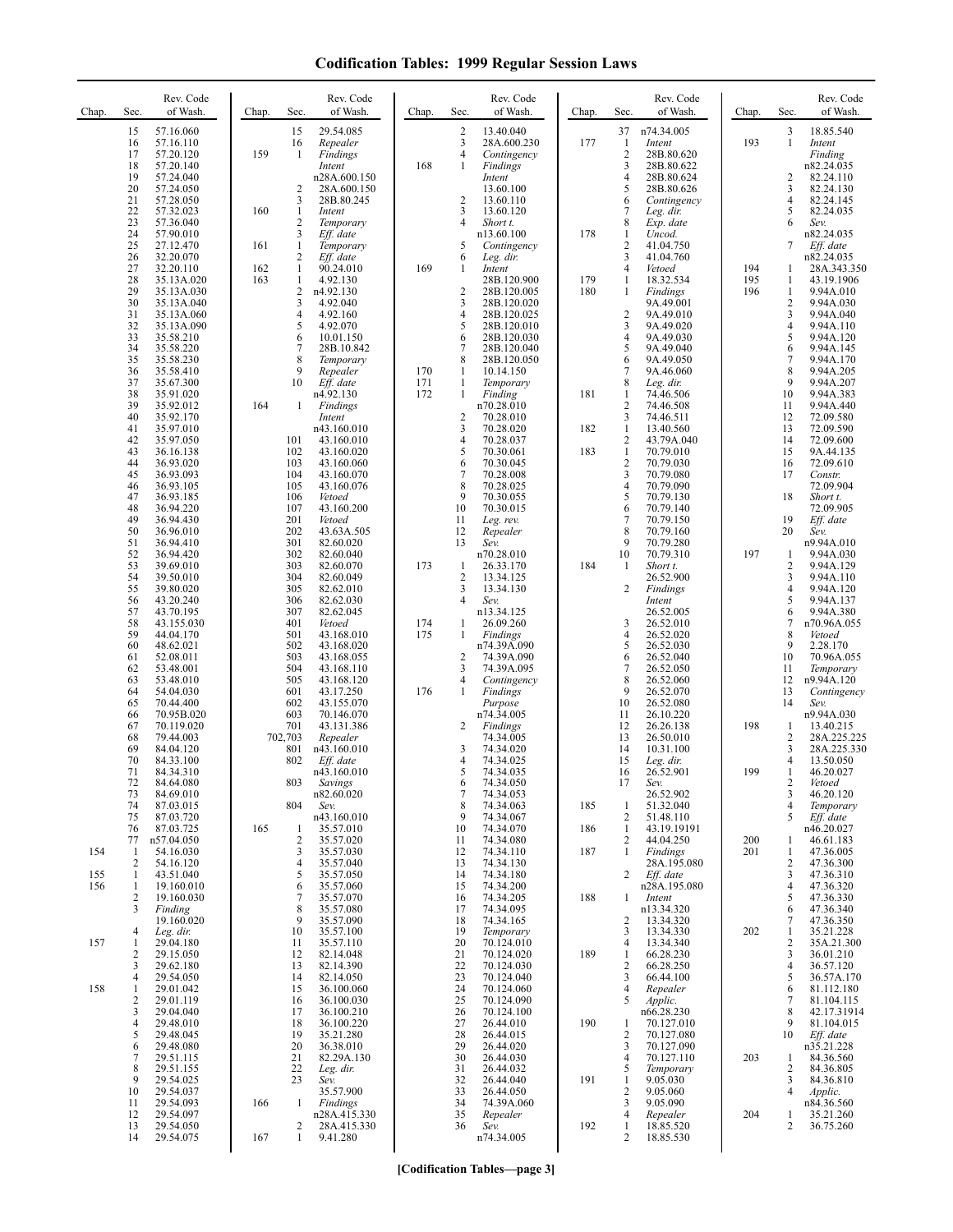# Codification Tables: 1999 Regular Session Laws

| Chap. | Sec. | Rev. Code of Wash. |
|---|---|---|
| | 15 | 57.16.060 |
| | 16 | 57.16.110 |
| | 17 | 57.20.120 |
| | 18 | 57.20.140 |
| | 19 | 57.24.040 |
| | 20 | 57.24.050 |
| | 21 | 57.28.050 |
| | 22 | 57.32.023 |
| | 23 | 57.36.040 |
| | 24 | 57.90.010 |
| | 25 | 27.12.470 |
| | 26 | 32.20.070 |
| | 27 | 32.20.110 |
| | 28 | 35.13A.020 |
| | 29 | 35.13A.030 |
| | 30 | 35.13A.040 |
| | 31 | 35.13A.060 |
| | 32 | 35.13A.090 |
| | 33 | 35.58.210 |
| | 34 | 35.58.220 |
| | 35 | 35.58.230 |
| | 36 | 35.58.410 |
| | 37 | 35.67.300 |
| | 38 | 35.91.020 |
| | 39 | 35.92.012 |
| | 40 | 35.92.170 |
| | 41 | 35.97.010 |
| | 42 | 35.97.050 |
| | 43 | 36.16.138 |
| | 44 | 36.93.020 |
| | 45 | 36.93.093 |
| | 46 | 36.93.105 |
| | 47 | 36.93.185 |
| | 48 | 36.94.220 |
| | 49 | 36.94.430 |
| | 50 | 36.96.010 |
| | 51 | 36.94.410 |
| | 52 | 36.94.420 |
| | 53 | 39.69.010 |
| | 54 | 39.50.010 |
| | 55 | 39.80.020 |
| | 56 | 43.20.240 |
| | 57 | 43.70.195 |
| | 58 | 43.155.030 |
| | 59 | 44.04.170 |
| | 60 | 48.62.021 |
| | 61 | 52.08.011 |
| | 62 | 53.48.001 |
| | 63 | 53.48.010 |
| | 64 | 54.04.030 |
| | 65 | 70.44.400 |
| | 66 | 70.95B.020 |
| | 67 | 70.119.020 |
| | 68 | 79.44.003 |
| | 69 | 84.04.120 |
| | 70 | 84.33.100 |
| | 71 | 84.34.310 |
| | 72 | 84.64.080 |
| | 73 | 84.69.010 |
| | 74 | 87.03.015 |
| | 75 | 87.03.720 |
| | 76 | 87.03.725 |
| | 77 | n57.04.050 |
| 154 | 1 | 54.16.030 |
| | 2 | 54.16.120 |
| 155 | 1 | 43.51.040 |
| 156 | 1 | 19.160.010 |
| | 2 | 19.160.030 |
| | 3 | *Finding* 19.160.020 |
| | 4 | *Leg. dir.* |
| 157 | 1 | 29.04.180 |
| | 2 | 29.15.050 |
| | 3 | 29.62.180 |
| | 4 | 29.54.050 |
| 158 | 1 | 29.01.042 |
| | 2 | 29.01.119 |
| | 3 | 29.04.040 |
| | 4 | 29.48.010 |
| | 5 | 29.48.045 |
| | 6 | 29.48.080 |
| | 7 | 29.51.115 |
| | 8 | 29.51.155 |
| | 9 | 29.54.025 |
| | 10 | 29.54.037 |
| | 11 | 29.54.093 |
| | 12 | 29.54.097 |
| | 13 | 29.54.050 |
| | 14 | 29.54.075 |
| | 15 | 29.54.085 |
| | 16 | *Repealer* |
| 159 | 1 | *Findings* *Intent* n28A.600.150 |
| | 2 | 28A.600.150 |
| | 3 | 28B.80.245 |
| 160 | 1 | *Intent* |
| | 2 | *Temporary* |
| | 3 | *Eff. date* |
| 161 | 1 | *Temporary* |
| | 2 | *Eff. date* |
| 162 | 1 | 90.24.010 |
| 163 | 1 | 4.92.130 |
| | 2 | n4.92.130 |
| | 3 | 4.92.040 |
| | 4 | 4.92.160 |
| | 5 | 4.92.070 |
| | 6 | 10.01.150 |
| | 7 | 28B.10.842 |
| | 8 | *Temporary* |
| | 9 | *Repealer* |
| | 10 | *Eff. date* n4.92.130 |
| 164 | 1 | *Findings* *Intent* n43.160.010 |
| | 101 | 43.160.010 |
| | 102 | 43.160.020 |
| | 103 | 43.160.060 |
| | 104 | 43.160.070 |
| | 105 | 43.160.076 |
| | 106 | *Vetoed* |
| | 107 | 43.160.200 |
| | 201 | *Vetoed* |
| | 202 | 43.63A.505 |
| | 301 | 82.60.020 |
| | 302 | 82.60.040 |
| | 303 | 82.60.070 |
| | 304 | 82.60.049 |
| | 305 | 82.62.010 |
| | 306 | 82.62.030 |
| | 307 | 82.62.045 |
| | 401 | *Vetoed* |
| | 501 | 43.168.010 |
| | 502 | 43.168.020 |
| | 503 | 43.168.055 |
| | 504 | 43.168.110 |
| | 505 | 43.168.120 |
| | 601 | 43.17.250 |
| | 602 | 43.155.070 |
| | 603 | 70.146.070 |
| | 701 | 43.131.386 |
| | 702,703 | *Repealer* |
| | 801 | n43.160.010 |
| | 802 | *Eff. date* n43.160.010 |
| | 803 | *Savings* n82.60.020 |
| | 804 | *Sev.* n43.160.010 |
| 165 | 1 | 35.57.010 |
| | 2 | 35.57.020 |
| | 3 | 35.57.030 |
| | 4 | 35.57.040 |
| | 5 | 35.57.050 |
| | 6 | 35.57.060 |
| | 7 | 35.57.070 |
| | 8 | 35.57.080 |
| | 9 | 35.57.090 |
| | 10 | 35.57.100 |
| | 11 | 35.57.110 |
| | 12 | 82.14.048 |
| | 13 | 82.14.390 |
| | 14 | 82.14.050 |
| | 15 | 36.100.060 |
| | 16 | 36.100.030 |
| | 17 | 36.100.210 |
| | 18 | 36.100.220 |
| | 19 | 35.21.280 |
| | 20 | 36.38.010 |
| | 21 | 82.29A.130 |
| | 22 | *Leg. dir.* |
| | 23 | *Sev.* 35.57.900 |
| 166 | 1 | *Findings* n28A.415.330 |
| | 2 | 28A.415.330 |
| 167 | 1 | 9.41.280 |
| | 2 | 13.40.040 |
| | 3 | 28A.600.230 |
| | 4 | *Contingency* |
| 168 | 1 | *Findings* *Intent* 13.60.100 |
| | 2 | 13.60.110 |
| | 3 | 13.60.120 |
| | 4 | *Short t.* n13.60.100 |
| | 5 | *Contingency* |
| | 6 | *Leg. dir.* |
| 169 | 1 | *Intent* 28B.120.900 |
| | 2 | 28B.120.005 |
| | 3 | 28B.120.020 |
| | 4 | 28B.120.025 |
| | 5 | 28B.120.010 |
| | 6 | 28B.120.030 |
| | 7 | 28B.120.040 |
| | 8 | 28B.120.050 |
| 170 | 1 | 10.14.150 |
| 171 | 1 | *Temporary* |
| 172 | 1 | *Finding* n70.28.010 |
| | 2 | 70.28.010 |
| | 3 | 70.28.020 |
| | 4 | 70.28.037 |
| | 5 | 70.30.061 |
| | 6 | 70.30.045 |
| | 7 | 70.28.008 |
| | 8 | 70.28.025 |
| | 9 | 70.30.055 |
| | 10 | 70.30.015 |
| | 11 | *Leg. rev.* |
| | 12 | *Repealer* |
| | 13 | *Sev.* n70.28.010 |
| 173 | 1 | 26.33.170 |
| | 2 | 13.34.125 |
| | 3 | 13.34.130 |
| | 4 | *Sev.* n13.34.125 |
| 174 | 1 | 26.09.260 |
| 175 | 1 | *Findings* n74.39A.090 |
| | 2 | 74.39A.090 |
| | 3 | 74.39A.095 |
| | 4 | *Contingency* |
| 176 | 1 | *Findings* *Purpose* n74.34.005 |
| | 2 | *Findings* 74.34.005 |
| | 3 | 74.34.020 |
| | 4 | 74.34.025 |
| | 5 | 74.34.035 |
| | 6 | 74.34.050 |
| | 7 | 74.34.053 |
| | 8 | 74.34.063 |
| | 9 | 74.34.067 |
| | 10 | 74.34.070 |
| | 11 | 74.34.080 |
| | 12 | 74.34.110 |
| | 13 | 74.34.130 |
| | 14 | 74.34.180 |
| | 15 | 74.34.200 |
| | 16 | 74.34.205 |
| | 17 | 74.34.095 |
| | 18 | 74.34.165 |
| | 19 | *Temporary* |
| | 20 | 70.124.010 |
| | 21 | 70.124.020 |
| | 22 | 70.124.030 |
| | 23 | 70.124.040 |
| | 24 | 70.124.060 |
| | 25 | 70.124.090 |
| | 26 | 70.124.100 |
| | 27 | 26.44.010 |
| | 28 | 26.44.015 |
| | 29 | 26.44.020 |
| | 30 | 26.44.030 |
| | 31 | 26.44.032 |
| | 32 | 26.44.040 |
| | 33 | 26.44.050 |
| | 34 | 74.39A.060 |
| | 35 | *Repealer* |
| | 36 | *Sev.* n74.34.005 |
| | 37 | n74.34.005 |
| 177 | 1 | *Intent* |
| | 2 | 28B.80.620 |
| | 3 | 28B.80.622 |
| | 4 | 28B.80.624 |
| | 5 | 28B.80.626 |
| | 6 | *Contingency* |
| | 7 | *Leg. dir.* |
| | 8 | *Exp. date* |
| 178 | 1 | *Uncod.* |
| | 2 | 41.04.750 |
| | 3 | 41.04.760 |
| | 4 | *Vetoed* |
| 179 | 1 | 18.32.534 |
| 180 | 1 | *Findings* 9A.49.001 |
| | 2 | 9A.49.010 |
| | 3 | 9A.49.020 |
| | 4 | 9A.49.030 |
| | 5 | 9A.49.040 |
| | 6 | 9A.49.050 |
| | 7 | 9A.46.060 |
| | 8 | *Leg. dir.* |
| 181 | 1 | 74.46.506 |
| | 2 | 74.46.508 |
| | 3 | 74.46.511 |
| 182 | 1 | 13.40.560 |
| | 2 | 43.79A.040 |
| 183 | 1 | 70.79.010 |
| | 2 | 70.79.030 |
| | 3 | 70.79.080 |
| | 4 | 70.79.090 |
| | 5 | 70.79.130 |
| | 6 | 70.79.140 |
| | 7 | 70.79.150 |
| | 8 | 70.79.160 |
| | 9 | 70.79.280 |
| | 10 | 70.79.310 |
| 184 | 1 | *Short t.* 26.52.900 |
| | 2 | *Findings* *Intent* 26.52.005 |
| | 3 | 26.52.010 |
| | 4 | 26.52.020 |
| | 5 | 26.52.030 |
| | 6 | 26.52.040 |
| | 7 | 26.52.050 |
| | 8 | 26.52.060 |
| | 9 | 26.52.070 |
| | 10 | 26.52.080 |
| | 11 | 26.10.220 |
| | 12 | 26.26.138 |
| | 13 | 26.50.010 |
| | 14 | 10.31.100 |
| | 15 | *Leg. dir.* |
| | 16 | 26.52.901 |
| | 17 | *Sev.* 26.52.902 |
| 185 | 1 | 51.32.040 |
| | 2 | 51.48.110 |
| 186 | 1 | 43.19.19191 |
| | 2 | 44.04.250 |
| 187 | 1 | *Findings* 28A.195.080 |
| | 2 | *Eff. date* n28A.195.080 |
| 188 | 1 | *Intent* n13.34.320 |
| | 2 | 13.34.320 |
| | 3 | 13.34.330 |
| | 4 | 13.34.340 |
| 189 | 1 | 66.28.230 |
| | 2 | 66.28.250 |
| | 3 | 66.44.100 |
| | 4 | *Repealer* |
| | 5 | *Applic.* n66.28.230 |
| 190 | 1 | 70.127.010 |
| | 2 | 70.127.080 |
| | 3 | 70.127.090 |
| | 4 | 70.127.110 |
| | 5 | *Temporary* |
| 191 | 1 | 9.05.030 |
| | 2 | 9.05.060 |
| | 3 | 9.05.090 |
| | 4 | *Repealer* |
| 192 | 1 | 18.85.520 |
| | 2 | 18.85.530 |
| | 3 | 18.85.540 |
| 193 | 1 | *Intent* *Finding* n82.24.035 |
| | 2 | 82.24.110 |
| | 3 | 82.24.130 |
| | 4 | 82.24.145 |
| | 5 | 82.24.035 |
| | 6 | *Sev.* n82.24.035 |
| | 7 | *Eff. date* n82.24.035 |
| 194 | 1 | 28A.343.350 |
| 195 | 1 | 43.19.1906 |
| 196 | 1 | 9.94A.010 |
| | 2 | 9.94A.030 |
| | 3 | 9.94A.040 |
| | 4 | 9.94A.110 |
| | 5 | 9.94A.120 |
| | 6 | 9.94A.145 |
| | 7 | 9.94A.170 |
| | 8 | 9.94A.205 |
| | 9 | 9.94A.207 |
| | 10 | n9.94A.383 |
| | 11 | 9.94A.440 |
| | 12 | 72.09.580 |
| | 13 | 72.09.590 |
| | 14 | 72.09.600 |
| | 15 | 9A.44.135 |
| | 16 | 72.09.610 |
| | 17 | *Constr.* 72.09.904 |
| | 18 | *Short t.* 72.09.905 |
| | 19 | *Eff. date* |
| | 20 | *Sev.* n9.94A.010 |
| 197 | 1 | 9.94A.030 |
| | 2 | 9.94A.129 |
| | 3 | 9.94A.110 |
| | 4 | 9.94A.120 |
| | 5 | 9.94A.137 |
| | 6 | 9.94A.380 |
| | 7 | n70.96A.055 |
| | 8 | *Vetoed* |
| | 9 | 2.28.170 |
| | 10 | 70.96A.055 |
| | 11 | *Temporary* |
| | 12 | n9.94A.120 |
| | 13 | *Contingency* |
| | 14 | *Sev.* n9.94A.030 |
| 198 | 1 | 13.40.215 |
| | 2 | 28A.225.225 |
| | 3 | 28A.225.330 |
| | 4 | 13.50.050 |
| 199 | 1 | 46.20.027 |
| | 2 | *Vetoed* |
| | 3 | 46.20.120 |
| | 4 | *Temporary* |
| | 5 | *Eff. date* n46.20.027 |
| 200 | 1 | 46.61.183 |
| 201 | 1 | 47.36.005 |
| | 2 | 47.36.300 |
| | 3 | 47.36.310 |
| | 4 | 47.36.320 |
| | 5 | 47.36.330 |
| | 6 | 47.36.340 |
| | 7 | 47.36.350 |
| 202 | 1 | 35.21.228 |
| | 2 | 35A.21.300 |
| | 3 | 36.01.210 |
| | 4 | 36.57.120 |
| | 5 | 36.57A.170 |
| | 6 | 81.112.180 |
| | 7 | 81.104.115 |
| | 8 | 42.17.31914 |
| | 9 | 81.104.015 |
| | 10 | *Eff. date* n35.21.228 |
| 203 | 1 | 84.36.560 |
| | 2 | 84.36.805 |
| | 3 | 84.36.810 |
| | 4 | *Applic.* n84.36.560 |
| 204 | 1 | 35.21.260 |
| | 2 | 36.75.260 |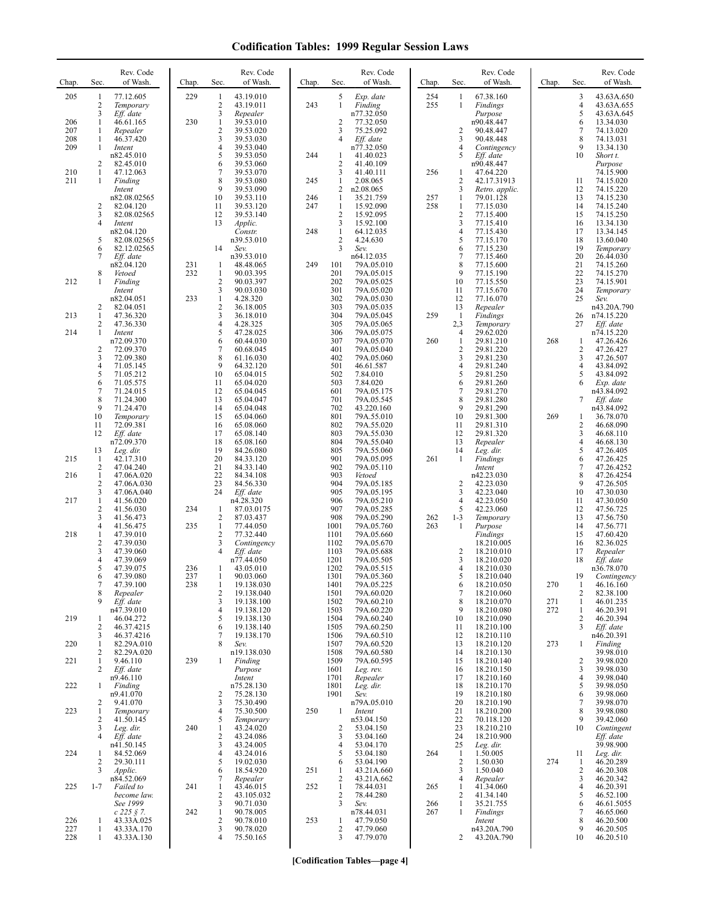# Codification Tables: 1999 Regular Session Laws

| Chap. | Sec. | Rev. Code of Wash. |
|---|---|---|
| 205 | 1 | 77.12.605 |
| | 2 | *Temporary* |
| | 3 | *Eff. date* |
| 206 | 1 | 46.61.165 |
| 207 | 1 | *Repealer* |
| 208 | 1 | 46.37.420 |
| 209 | 1 | *Intent* n82.45.010 |
| | 2 | 82.45.010 |
| 210 | 1 | 47.12.063 |
| 211 | 1 | *Finding Intent* n82.08.02565 |
| | 2 | 82.04.120 |
| | 3 | 82.08.02565 |
| | 4 | *Intent* n82.04.120 |
| | 5 | 82.08.02565 |
| | 6 | 82.12.02565 |
| | 7 | *Eff. date* n82.04.120 |
| | 8 | *Vetoed* |
| 212 | 1 | *Finding Intent* n82.04.051 |
| | 2 | 82.04.051 |
| 213 | 1 | 47.36.320 |
| | 2 | 47.36.330 |
| 214 | 1 | *Intent* n72.09.370 |
| | 2 | 72.09.370 |
| | 3 | 72.09.380 |
| | 4 | 71.05.145 |
| | 5 | 71.05.212 |
| | 6 | 71.05.575 |
| | 7 | 71.24.015 |
| | 8 | 71.24.300 |
| | 9 | 71.24.470 |
| | 10 | *Temporary* |
| | 11 | 72.09.381 |
| | 12 | *Eff. date* n72.09.370 |
| | 13 | *Leg. dir.* |
| 215 | 1 | 42.17.310 |
| | 2 | 47.04.240 |
| 216 | 1 | 47.06A.020 |
| | 2 | 47.06A.030 |
| | 3 | 47.06A.040 |
| 217 | 1 | 41.56.020 |
| | 2 | 41.56.030 |
| | 3 | 41.56.473 |
| | 4 | 41.56.475 |
| 218 | 1 | 47.39.010 |
| | 2 | 47.39.030 |
| | 3 | 47.39.060 |
| | 4 | 47.39.069 |
| | 5 | 47.39.075 |
| | 6 | 47.39.080 |
| | 7 | 47.39.100 |
| | 8 | *Repealer* |
| | 9 | *Eff. date* n47.39.010 |
| 219 | 1 | 46.04.272 |
| | 2 | 46.37.4215 |
| | 3 | 46.37.4216 |
| 220 | 1 | 82.29A.010 |
| | 2 | 82.29A.020 |
| 221 | 1 | 9.46.110 |
| | 2 | *Eff. date* n9.46.110 |
| 222 | 1 | *Finding* n9.41.070 |
| | 2 | 9.41.070 |
| 223 | 1 | *Temporary* |
| | 2 | 41.50.145 |
| | 3 | *Leg. dir.* |
| | 4 | *Eff. date* n41.50.145 |
| 224 | 1 | 84.52.069 |
| | 2 | 29.30.111 |
| | 3 | *Applic.* n84.52.069 |
| 225 | 1-7 | *Failed to become law. See 1999 c 225 § 7.* |
| 226 | 1 | 43.33A.025 |
| 227 | 1 | 43.33A.170 |
| 228 | 1 | 43.33A.130 |
| 229 | 1 | 43.19.010 |
| | 2 | 43.19.011 |
| | 3 | *Repealer* |
| 230 | 1 | 39.53.010 |
| | 2 | 39.53.020 |
| | 3 | 39.53.030 |
| | 4 | 39.53.040 |
| | 5 | 39.53.050 |
| | 6 | 39.53.060 |
| | 7 | 39.53.070 |
| | 8 | 39.53.080 |
| | 9 | 39.53.090 |
| | 10 | 39.53.110 |
| | 11 | 39.53.120 |
| | 12 | 39.53.140 |
| | 13 | *Applic. Constr.* n39.53.010 |
| | 14 | *Sev.* n39.53.010 |
| 231 | 1 | 48.48.065 |
| 232 | 1 | 90.03.395 |
| | 2 | 90.03.397 |
| | 3 | 90.03.030 |
| 233 | 1 | 4.28.320 |
| | 2 | 36.18.005 |
| | 3 | 36.18.010 |
| | 4 | 4.28.325 |
| | 5 | 47.28.025 |
| | 6 | 60.44.030 |
| | 7 | 60.68.045 |
| | 8 | 61.16.030 |
| | 9 | 64.32.120 |
| | 10 | 65.04.015 |
| | 11 | 65.04.020 |
| | 12 | 65.04.045 |
| | 13 | 65.04.047 |
| | 14 | 65.04.048 |
| | 15 | 65.04.060 |
| | 16 | 65.08.060 |
| | 17 | 65.08.140 |
| | 18 | 65.08.160 |
| | 19 | 84.26.080 |
| | 20 | 84.33.120 |
| | 21 | 84.33.140 |
| | 22 | 84.34.108 |
| | 23 | 84.56.330 |
| | 24 | *Eff. date* n4.28.320 |
| 234 | 1 | 87.03.0175 |
| | 2 | 87.03.437 |
| 235 | 1 | 77.44.050 |
| | 2 | 77.32.440 |
| | 3 | *Contingency* |
| | 4 | *Eff. date* n77.44.050 |
| 236 | 1 | 43.05.010 |
| 237 | 1 | 90.03.060 |
| 238 | 1 | 19.138.030 |
| | 2 | 19.138.040 |
| | 3 | 19.138.100 |
| | 4 | 19.138.120 |
| | 5 | 19.138.130 |
| | 6 | 19.138.140 |
| | 7 | 19.138.170 |
| | 8 | *Sev.* n19.138.030 |
| 239 | 1 | *Finding Purpose Intent* n75.28.130 |
| | 2 | 75.28.130 |
| | 3 | 75.30.490 |
| | 4 | 75.30.500 |
| | 5 | *Temporary* |
| 240 | 1 | 43.24.020 |
| | 2 | 43.24.086 |
| | 3 | 43.24.005 |
| | 4 | 43.24.016 |
| | 5 | 19.02.030 |
| | 6 | 18.54.920 |
| | 7 | *Repealer* |
| 241 | 1 | 43.46.015 |
| | 2 | 43.105.032 |
| | 3 | 90.71.030 |
| 242 | 1 | 90.78.005 |
| | 2 | 90.78.010 |
| | 3 | 90.78.020 |
| | 4 | 75.50.165 |
| | 5 | *Exp. date* |
| 243 | 1 | *Finding* n77.32.050 |
| | 2 | 77.32.050 |
| | 3 | 75.25.092 |
| | 4 | *Eff. date* n77.32.050 |
| 244 | 1 | 41.40.023 |
| | 2 | 41.40.109 |
| | 3 | 41.40.111 |
| 245 | 1 | 2.08.065 |
| | 2 | n2.08.065 |
| 246 | 1 | 35.21.759 |
| 247 | 1 | 15.92.090 |
| | 2 | 15.92.095 |
| | 3 | 15.92.100 |
| 248 | 1 | 64.12.035 |
| | 2 | 4.24.630 |
| | 3 | *Sev.* n64.12.035 |
| 249 | 101 | 79A.05.010 |
| | 201 | 79A.05.015 |
| | 202 | 79A.05.025 |
| | 301 | 79A.05.020 |
| | 302 | 79A.05.030 |
| | 303 | 79A.05.035 |
| | 304 | 79A.05.045 |
| | 305 | 79A.05.065 |
| | 306 | 79A.05.075 |
| | 307 | 79A.05.070 |
| | 401 | 79A.05.040 |
| | 402 | 79A.05.060 |
| | 501 | 46.61.587 |
| | 502 | 7.84.010 |
| | 503 | 7.84.020 |
| | 601 | 79A.05.175 |
| | 701 | 79A.05.545 |
| | 702 | 43.220.160 |
| | 801 | 79A.55.010 |
| | 802 | 79A.55.020 |
| | 803 | 79A.55.030 |
| | 804 | 79A.55.040 |
| | 805 | 79A.55.060 |
| | 901 | 79A.05.095 |
| | 902 | 79A.05.110 |
| | 903 | *Vetoed* |
| | 904 | 79A.05.185 |
| | 905 | 79A.05.195 |
| | 906 | 79A.05.210 |
| | 907 | 79A.05.285 |
| | 908 | 79A.05.290 |
| | 1001 | 79A.05.760 |
| | 1101 | 79A.05.660 |
| | 1102 | 79A.05.670 |
| | 1103 | 79A.05.688 |
| | 1201 | 79A.05.505 |
| | 1202 | 79A.05.515 |
| | 1301 | 79A.05.360 |
| | 1401 | 79A.05.225 |
| | 1501 | 79A.60.020 |
| | 1502 | 79A.60.210 |
| | 1503 | 79A.60.220 |
| | 1504 | 79A.60.240 |
| | 1505 | 79A.60.250 |
| | 1506 | 79A.60.510 |
| | 1507 | 79A.60.520 |
| | 1508 | 79A.60.580 |
| | 1509 | 79A.60.595 |
| | 1601 | *Leg. rev.* |
| | 1701 | *Repealer* |
| | 1801 | *Leg. dir.* |
| | 1901 | *Sev.* n79A.05.010 |
| 250 | 1 | *Intent* n53.04.150 |
| | 2 | 53.04.150 |
| | 3 | 53.04.160 |
| | 4 | 53.04.170 |
| | 5 | 53.04.180 |
| | 6 | 53.04.190 |
| 251 | 1 | 43.21A.660 |
| | 2 | 43.21A.662 |
| 252 | 1 | 78.44.031 |
| | 2 | 78.44.280 |
| | 3 | *Sev.* n78.44.031 |
| 253 | 1 | 47.79.050 |
| | 2 | 47.79.060 |
| | 3 | 47.79.070 |
| 254 | 1 | 67.38.160 |
| 255 | 1 | *Findings Purpose* n90.48.447 |
| | 2 | 90.48.447 |
| | 3 | 90.48.448 |
| | 4 | *Contingency* |
| | 5 | *Eff. date* n90.48.447 |
| 256 | 1 | 47.64.220 |
| | 2 | 42.17.31913 |
| | 3 | *Retro. applic.* |
| 257 | 1 | 79.01.128 |
| 258 | 1 | 77.15.030 |
| | 2 | 77.15.400 |
| | 3 | 77.15.410 |
| | 4 | 77.15.430 |
| | 5 | 77.15.170 |
| | 6 | 77.15.230 |
| | 7 | 77.15.460 |
| | 8 | 77.15.600 |
| | 9 | 77.15.190 |
| | 10 | 77.15.550 |
| | 11 | 77.15.670 |
| | 12 | 77.16.070 |
| | 13 | *Repealer* |
| 259 | 1 | *Findings* |
| | 2,3 | *Temporary* |
| | 4 | 29.62.020 |
| 260 | 1 | 29.81.210 |
| | 2 | 29.81.220 |
| | 3 | 29.81.230 |
| | 4 | 29.81.240 |
| | 5 | 29.81.250 |
| | 6 | 29.81.260 |
| | 7 | 29.81.270 |
| | 8 | 29.81.280 |
| | 9 | 29.81.290 |
| | 10 | 29.81.300 |
| | 11 | 29.81.310 |
| | 12 | 29.81.320 |
| | 13 | *Repealer* |
| | 14 | *Leg. dir.* |
| 261 | 1 | *Findings Intent* n42.23.030 |
| | 2 | 42.23.030 |
| | 3 | 42.23.040 |
| | 4 | 42.23.050 |
| | 5 | 42.23.060 |
| 262 | 1-3 | *Temporary* |
| 263 | 1 | *Purpose Findings* 18.210.005 |
| | 2 | 18.210.010 |
| | 3 | 18.210.020 |
| | 4 | 18.210.030 |
| | 5 | 18.210.040 |
| | 6 | 18.210.050 |
| | 7 | 18.210.060 |
| | 8 | 18.210.070 |
| | 9 | 18.210.080 |
| | 10 | 18.210.090 |
| | 11 | 18.210.100 |
| | 12 | 18.210.110 |
| | 13 | 18.210.120 |
| | 14 | 18.210.130 |
| | 15 | 18.210.140 |
| | 16 | 18.210.150 |
| | 17 | 18.210.160 |
| | 18 | 18.210.170 |
| | 19 | 18.210.180 |
| | 20 | 18.210.190 |
| | 21 | 18.210.200 |
| | 22 | 70.118.120 |
| | 23 | 18.210.210 |
| | 24 | 18.210.900 |
| | 25 | *Leg. dir.* |
| 264 | 1 | 1.50.005 |
| | 2 | 1.50.030 |
| | 3 | 1.50.040 |
| | 4 | *Repealer* |
| 265 | 1 | 41.34.060 |
| | 2 | 41.34.140 |
| 266 | 1 | 35.21.755 |
| 267 | 1 | *Findings Intent* n43.20A.790 |
| | 2 | 43.20A.790 |
| | 3 | 43.63A.650 |
| | 4 | 43.63A.655 |
| | 5 | 43.63A.645 |
| | 6 | 13.34.030 |
| | 7 | 74.13.020 |
| | 8 | 74.13.031 |
| | 9 | 13.34.130 |
| | 10 | *Short t. Purpose* 74.15.900 |
| | 11 | 74.15.020 |
| | 12 | 74.15.220 |
| | 13 | 74.15.230 |
| | 14 | 74.15.240 |
| | 15 | 74.15.250 |
| | 16 | 13.34.130 |
| | 17 | 13.34.145 |
| | 18 | 13.60.040 |
| | 19 | *Temporary* |
| | 20 | 26.44.030 |
| | 21 | 74.15.260 |
| | 22 | 74.15.270 |
| | 23 | 74.15.901 |
| | 24 | *Temporary* |
| | 25 | *Sev.* n43.20A.790 |
| | 26 | n74.15.220 |
| | 27 | *Eff. date* n74.15.220 |
| 268 | 1 | 47.26.426 |
| | 2 | 47.26.427 |
| | 3 | 47.26.507 |
| | 4 | 43.84.092 |
| | 5 | 43.84.092 |
| | 6 | *Exp. date* n43.84.092 |
| | 7 | *Eff. date* n43.84.092 |
| 269 | 1 | 36.78.070 |
| | 2 | 46.68.090 |
| | 3 | 46.68.110 |
| | 4 | 46.68.130 |
| | 5 | 47.26.405 |
| | 6 | 47.26.425 |
| | 7 | 47.26.4252 |
| | 8 | 47.26.4254 |
| | 9 | 47.26.505 |
| | 10 | 47.30.030 |
| | 11 | 47.30.050 |
| | 12 | 47.56.725 |
| | 13 | 47.56.750 |
| | 14 | 47.56.771 |
| | 15 | 47.60.420 |
| | 16 | 82.36.025 |
| | 17 | *Repealer* |
| | 18 | *Eff. date* n36.78.070 |
| | 19 | *Contingency* |
| 270 | 1 | 46.16.160 |
| | 2 | 82.38.100 |
| 271 | 1 | 46.01.235 |
| 272 | 1 | 46.20.391 |
| | 2 | 46.20.394 |
| | 3 | *Eff. date* n46.20.391 |
| 273 | 1 | *Finding* 39.98.010 |
| | 2 | 39.98.020 |
| | 3 | 39.98.030 |
| | 4 | 39.98.040 |
| | 5 | 39.98.050 |
| | 6 | 39.98.060 |
| | 7 | 39.98.070 |
| | 8 | 39.98.080 |
| | 9 | 39.42.060 |
| | 10 | *Contingent Eff. date* 39.98.900 |
| | 11 | *Leg. dir.* |
| 274 | 1 | 46.20.289 |
| | 2 | 46.20.308 |
| | 3 | 46.20.342 |
| | 4 | 46.20.391 |
| | 5 | 46.52.100 |
| | 6 | 46.61.5055 |
| | 7 | 46.65.060 |
| | 8 | 46.20.500 |
| | 9 | 46.20.505 |
| | 10 | 46.20.510 |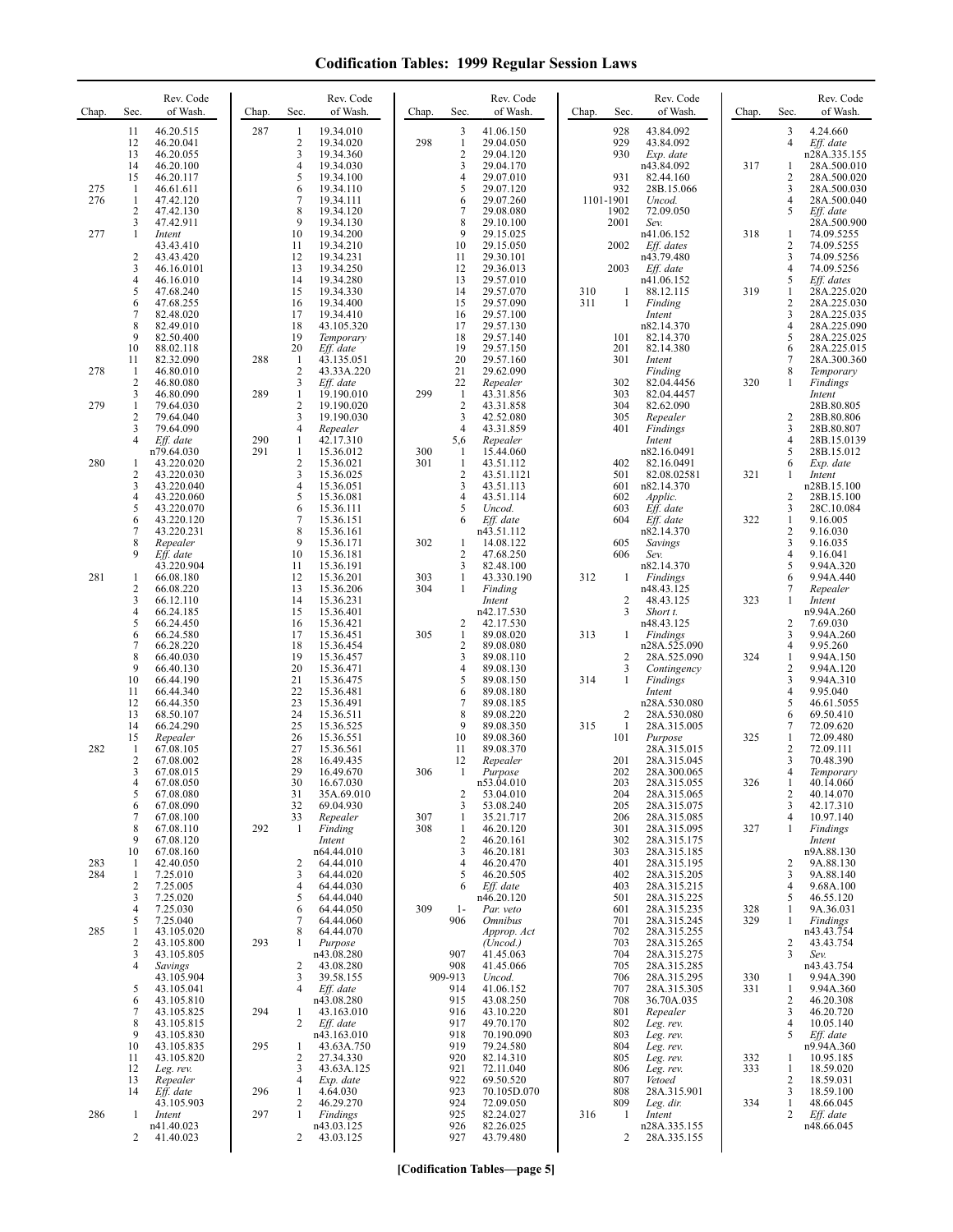# Codification Tables: 1999 Regular Session Laws

| Chap. | Sec. | Rev. Code of Wash. |
|---|---|---|
| | 11 | 46.20.515 |
| | 12 | 46.20.041 |
| | 13 | 46.20.055 |
| | 14 | 46.20.100 |
| | 15 | 46.20.117 |
| 275 | 1 | 46.61.611 |
| 276 | 1 | 47.42.120 |
| | 2 | 47.42.130 |
| | 3 | 47.42.911 |
| 277 | 1 | *Intent* 43.43.410 |
| | 2 | 43.43.420 |
| | 3 | 46.16.0101 |
| | 4 | 46.16.010 |
| | 5 | 47.68.240 |
| | 6 | 47.68.255 |
| | 7 | 82.48.020 |
| | 8 | 82.49.010 |
| | 9 | 82.50.400 |
| | 10 | 88.02.118 |
| | 11 | 82.32.090 |
| 278 | 1 | 46.80.010 |
| | 2 | 46.80.080 |
| | 3 | 46.80.090 |
| 279 | 1 | 79.64.030 |
| | 2 | 79.64.040 |
| | 3 | 79.64.090 |
| | 4 | *Eff. date* n79.64.030 |
| 280 | 1 | 43.220.020 |
| | 2 | 43.220.030 |
| | 3 | 43.220.040 |
| | 4 | 43.220.060 |
| | 5 | 43.220.070 |
| | 6 | 43.220.120 |
| | 7 | 43.220.231 |
| | 8 | *Repealer* |
| | 9 | *Eff. date* 43.220.904 |
| 281 | 1 | 66.08.180 |
| | 2 | 66.08.220 |
| | 3 | 66.12.110 |
| | 4 | 66.24.185 |
| | 5 | 66.24.450 |
| | 6 | 66.24.580 |
| | 7 | 66.28.220 |
| | 8 | 66.40.030 |
| | 9 | 66.40.130 |
| | 10 | 66.44.190 |
| | 11 | 66.44.340 |
| | 12 | 66.44.350 |
| | 13 | 68.50.107 |
| | 14 | 66.24.290 |
| | 15 | *Repealer* |
| 282 | 1 | 67.08.105 |
| | 2 | 67.08.002 |
| | 3 | 67.08.015 |
| | 4 | 67.08.050 |
| | 5 | 67.08.080 |
| | 6 | 67.08.090 |
| | 7 | 67.08.100 |
| | 8 | 67.08.110 |
| | 9 | 67.08.120 |
| | 10 | 67.08.160 |
| 283 | 1 | 42.40.050 |
| 284 | 1 | 7.25.010 |
| | 2 | 7.25.005 |
| | 3 | 7.25.020 |
| | 4 | 7.25.030 |
| | 5 | 7.25.040 |
| 285 | 1 | 43.105.020 |
| | 2 | 43.105.800 |
| | 3 | 43.105.805 |
| | 4 | *Savings* 43.105.904 |
| | 5 | 43.105.041 |
| | 6 | 43.105.810 |
| | 7 | 43.105.825 |
| | 8 | 43.105.815 |
| | 9 | 43.105.830 |
| | 10 | 43.105.835 |
| | 11 | 43.105.820 |
| | 12 | *Leg. rev.* |
| | 13 | *Repealer* |
| | 14 | *Eff. date* 43.105.903 |
| 286 | 1 | *Intent* n41.40.023 |
| | 2 | 41.40.023 |
| 287 | 1 | 19.34.010 |
| | 2 | 19.34.020 |
| | 3 | 19.34.360 |
| | 4 | 19.34.030 |
| | 5 | 19.34.100 |
| | 6 | 19.34.110 |
| | 7 | 19.34.111 |
| | 8 | 19.34.120 |
| | 9 | 19.34.130 |
| | 10 | 19.34.200 |
| | 11 | 19.34.210 |
| | 12 | 19.34.231 |
| | 13 | 19.34.250 |
| | 14 | 19.34.280 |
| | 15 | 19.34.330 |
| | 16 | 19.34.400 |
| | 17 | 19.34.410 |
| | 18 | 43.105.320 |
| | 19 | *Temporary* |
| | 20 | *Eff. date* |
| 288 | 1 | 43.135.051 |
| | 2 | 43.33A.220 |
| | 3 | *Eff. date* |
| 289 | 1 | 19.190.010 |
| | 2 | 19.190.020 |
| | 3 | 19.190.030 |
| | 4 | *Repealer* |
| 290 | 1 | 42.17.310 |
| 291 | 1 | 15.36.012 |
| | 2 | 15.36.021 |
| | 3 | 15.36.025 |
| | 4 | 15.36.051 |
| | 5 | 15.36.081 |
| | 6 | 15.36.111 |
| | 7 | 15.36.151 |
| | 8 | 15.36.161 |
| | 9 | 15.36.171 |
| | 10 | 15.36.181 |
| | 11 | 15.36.191 |
| | 12 | 15.36.201 |
| | 13 | 15.36.206 |
| | 14 | 15.36.231 |
| | 15 | 15.36.401 |
| | 16 | 15.36.421 |
| | 17 | 15.36.451 |
| | 18 | 15.36.454 |
| | 19 | 15.36.457 |
| | 20 | 15.36.471 |
| | 21 | 15.36.475 |
| | 22 | 15.36.481 |
| | 23 | 15.36.491 |
| | 24 | 15.36.511 |
| | 25 | 15.36.525 |
| | 26 | 15.36.551 |
| | 27 | 15.36.561 |
| | 28 | 16.49.435 |
| | 29 | 16.49.670 |
| | 30 | 16.67.030 |
| | 31 | 35A.69.010 |
| | 32 | 69.04.930 |
| | 33 | *Repealer* |
| 292 | 1 | *Finding Intent* n64.44.010 |
| | 2 | 64.44.010 |
| | 3 | 64.44.020 |
| | 4 | 64.44.030 |
| | 5 | 64.44.040 |
| | 6 | 64.44.050 |
| | 7 | 64.44.060 |
| | 8 | 64.44.070 |
| 293 | 1 | *Purpose* n43.08.280 |
| | 2 | 43.08.280 |
| | 3 | 39.58.155 |
| | 4 | *Eff. date* n43.08.280 |
| 294 | 1 | 43.163.010 |
| | 2 | *Eff. date* n43.163.010 |
| 295 | 1 | 43.63A.750 |
| | 2 | 27.34.330 |
| | 3 | 43.63A.125 |
| | 4 | *Exp. date* |
| 296 | 1 | 4.64.030 |
| | 2 | 46.29.270 |
| 297 | 1 | *Findings* n43.03.125 |
| | 2 | 43.03.125 |
| | 3 | 41.06.150 |
| 298 | 1 | 29.04.050 |
| | 2 | 29.04.120 |
| | 3 | 29.04.170 |
| | 4 | 29.07.010 |
| | 5 | 29.07.120 |
| | 6 | 29.07.260 |
| | 7 | 29.08.080 |
| | 8 | 29.10.100 |
| | 9 | 29.15.025 |
| | 10 | 29.15.050 |
| | 11 | 29.30.101 |
| | 12 | 29.36.013 |
| | 13 | 29.57.010 |
| | 14 | 29.57.070 |
| | 15 | 29.57.090 |
| | 16 | 29.57.100 |
| | 17 | 29.57.130 |
| | 18 | 29.57.140 |
| | 19 | 29.57.150 |
| | 20 | 29.57.160 |
| | 21 | 29.62.090 |
| | 22 | *Repealer* |
| 299 | 1 | 43.31.856 |
| | 2 | 43.31.858 |
| | 3 | 42.52.080 |
| | 4 | 43.31.859 |
| | 5,6 | *Repealer* |
| 300 | 1 | 15.44.060 |
| 301 | 1 | 43.51.112 |
| | 2 | 43.51.1121 |
| | 3 | 43.51.113 |
| | 4 | 43.51.114 |
| | 5 | *Uncod.* |
| | 6 | *Eff. date* n43.51.112 |
| 302 | 1 | 14.08.122 |
| | 2 | 47.68.250 |
| | 3 | 82.48.100 |
| 303 | 1 | 43.330.190 |
| 304 | 1 | *Finding Intent* n42.17.530 |
| | 2 | 42.17.530 |
| 305 | 1 | 89.08.020 |
| | 2 | 89.08.080 |
| | 3 | 89.08.110 |
| | 4 | 89.08.130 |
| | 5 | 89.08.150 |
| | 6 | 89.08.180 |
| | 7 | 89.08.185 |
| | 8 | 89.08.220 |
| | 9 | 89.08.350 |
| | 10 | 89.08.360 |
| | 11 | 89.08.370 |
| | 12 | *Repealer* |
| 306 | 1 | *Purpose* n53.04.010 |
| | 2 | 53.04.010 |
| | 3 | 53.08.240 |
| 307 | 1 | 35.21.717 |
| 308 | 1 | 46.20.120 |
| | 2 | 46.20.161 |
| | 3 | 46.20.181 |
| | 4 | 46.20.470 |
| | 5 | 46.20.505 |
| | 6 | *Eff. date* n46.20.120 |
| 309 | 1-906 | *Par. veto Omnibus Approp. Act (Uncod.)* |
| | 907 | 41.45.063 |
| | 908 | 41.45.066 |
| | 909-913 | *Uncod.* |
| | 914 | 41.06.152 |
| | 915 | 43.08.250 |
| | 916 | 43.10.220 |
| | 917 | 49.70.170 |
| | 918 | 70.190.090 |
| | 919 | 79.24.580 |
| | 920 | 82.14.310 |
| | 921 | 72.11.040 |
| | 922 | 69.50.520 |
| | 923 | 70.105D.070 |
| | 924 | 72.09.050 |
| | 925 | 82.24.027 |
| | 926 | 82.26.025 |
| | 927 | 43.79.480 |
| | 928 | 43.84.092 |
| | 929 | 43.84.092 |
| | 930 | *Exp. date* n43.84.092 |
| | 931 | 82.44.160 |
| | 932 | 28B.15.066 |
| | 1101-1901 | *Uncod.* |
| | 1902 | 72.09.050 |
| | 2001 | *Sev.* n41.06.152 |
| | 2002 | *Eff. dates* n43.79.480 |
| | 2003 | *Eff. date* n41.06.152 |
| 310 | 1 | 88.12.115 |
| 311 | 1 | *Finding Intent* n82.14.370 |
| | 101 | 82.14.370 |
| | 201 | 82.14.380 |
| | 301 | *Intent Finding* |
| | 302 | 82.04.4456 |
| | 303 | 82.04.4457 |
| | 304 | 82.62.090 |
| | 305 | *Repealer* |
| | 401 | *Findings Intent* n82.16.0491 |
| | 402 | 82.16.0491 |
| | 501 | 82.08.02581 |
| | 601 | n82.14.370 |
| | 602 | *Applic.* |
| | 603 | *Eff. date* |
| | 604 | *Eff. date* n82.14.370 |
| | 605 | *Savings* |
| | 606 | *Sev.* n82.14.370 |
| 312 | 1 | *Findings* n48.43.125 |
| | 2 | 48.43.125 |
| | 3 | *Short t.* n48.43.125 |
| 313 | 1 | *Findings* n28A.525.090 |
| | 2 | 28A.525.090 |
| | 3 | *Contingency* |
| 314 | 1 | *Findings Intent* n28A.530.080 |
| | 2 | 28A.530.080 |
| 315 | 1 | 28A.315.005 |
| | 101 | *Purpose* 28A.315.015 |
| | 201 | 28A.315.045 |
| | 202 | 28A.300.065 |
| | 203 | 28A.315.055 |
| | 204 | 28A.315.065 |
| | 205 | 28A.315.075 |
| | 206 | 28A.315.085 |
| | 301 | 28A.315.095 |
| | 302 | 28A.315.175 |
| | 303 | 28A.315.185 |
| | 401 | 28A.315.195 |
| | 402 | 28A.315.205 |
| | 403 | 28A.315.215 |
| | 501 | 28A.315.225 |
| | 601 | 28A.315.235 |
| | 701 | 28A.315.245 |
| | 702 | 28A.315.255 |
| | 703 | 28A.315.265 |
| | 704 | 28A.315.275 |
| | 705 | 28A.315.285 |
| | 706 | 28A.315.295 |
| | 707 | 28A.315.305 |
| | 708 | 36.70A.035 |
| | 801 | *Repealer* |
| | 802 | *Leg. rev.* |
| | 803 | *Leg. rev.* |
| | 804 | *Leg. rev.* |
| | 805 | *Leg. rev.* |
| | 806 | *Leg. rev.* |
| | 807 | *Vetoed* |
| | 808 | 28A.315.901 |
| | 809 | *Leg. dir.* |
| 316 | 1 | *Intent* n28A.335.155 |
| | 2 | 28A.335.155 |
| | 3 | 4.24.660 |
| | 4 | *Eff. date* n28A.335.155 |
| 317 | 1 | 28A.500.010 |
| | 2 | 28A.500.020 |
| | 3 | 28A.500.030 |
| | 4 | 28A.500.040 |
| | 5 | *Eff. date* 28A.500.900 |
| 318 | 1 | 74.09.5255 |
| | 2 | 74.09.5255 |
| | 3 | 74.09.5256 |
| | 4 | 74.09.5256 |
| | 5 | *Eff. dates* |
| 319 | 1 | 28A.225.020 |
| | 2 | 28A.225.030 |
| | 3 | 28A.225.035 |
| | 4 | 28A.225.090 |
| | 5 | 28A.225.025 |
| | 6 | 28A.225.015 |
| | 7 | 28A.300.360 |
| | 8 | *Temporary* |
| 320 | 1 | *Findings Intent* 28B.80.805 |
| | 2 | 28B.80.806 |
| | 3 | 28B.80.807 |
| | 4 | 28B.15.0139 |
| | 5 | 28B.15.012 |
| | 6 | *Exp. date* |
| 321 | 1 | *Intent* n28B.15.100 |
| | 2 | 28B.15.100 |
| | 3 | 28C.10.084 |
| 322 | 1 | 9.16.005 |
| | 2 | 9.16.030 |
| | 3 | 9.16.035 |
| | 4 | 9.16.041 |
| | 5 | 9.94A.320 |
| | 6 | 9.94A.440 |
| | 7 | *Repealer* |
| 323 | 1 | *Intent* n9.94A.260 |
| | 2 | 7.69.030 |
| | 3 | 9.94A.260 |
| | 4 | 9.95.260 |
| 324 | 1 | 9.94A.150 |
| | 2 | 9.94A.120 |
| | 3 | 9.94A.310 |
| | 4 | 9.95.040 |
| | 5 | 46.61.5055 |
| | 6 | 69.50.410 |
| | 7 | 72.09.620 |
| 325 | 1 | 72.09.480 |
| | 2 | 72.09.111 |
| | 3 | 70.48.390 |
| | 4 | *Temporary* |
| 326 | 1 | 40.14.060 |
| | 2 | 40.14.070 |
| | 3 | 42.17.310 |
| | 4 | 10.97.140 |
| 327 | 1 | *Findings Intent* n9A.88.130 |
| | 2 | 9A.88.130 |
| | 3 | 9A.88.140 |
| | 4 | 9.68A.100 |
| | 5 | 46.55.120 |
| 328 | 1 | 9A.36.031 |
| 329 | 1 | *Findings* n43.43.754 |
| | 2 | 43.43.754 |
| | 3 | *Sev.* n43.43.754 |
| 330 | 1 | 9.94A.390 |
| 331 | 1 | 9.94A.360 |
| | 2 | 46.20.308 |
| | 3 | 46.20.720 |
| | 4 | 10.05.140 |
| | 5 | *Eff. date* n9.94A.360 |
| 332 | 1 | 10.95.185 |
| 333 | 1 | 18.59.020 |
| | 2 | 18.59.031 |
| | 3 | 18.59.100 |
| 334 | 1 | 48.66.045 |
| | 2 | *Eff. date* n48.66.045 |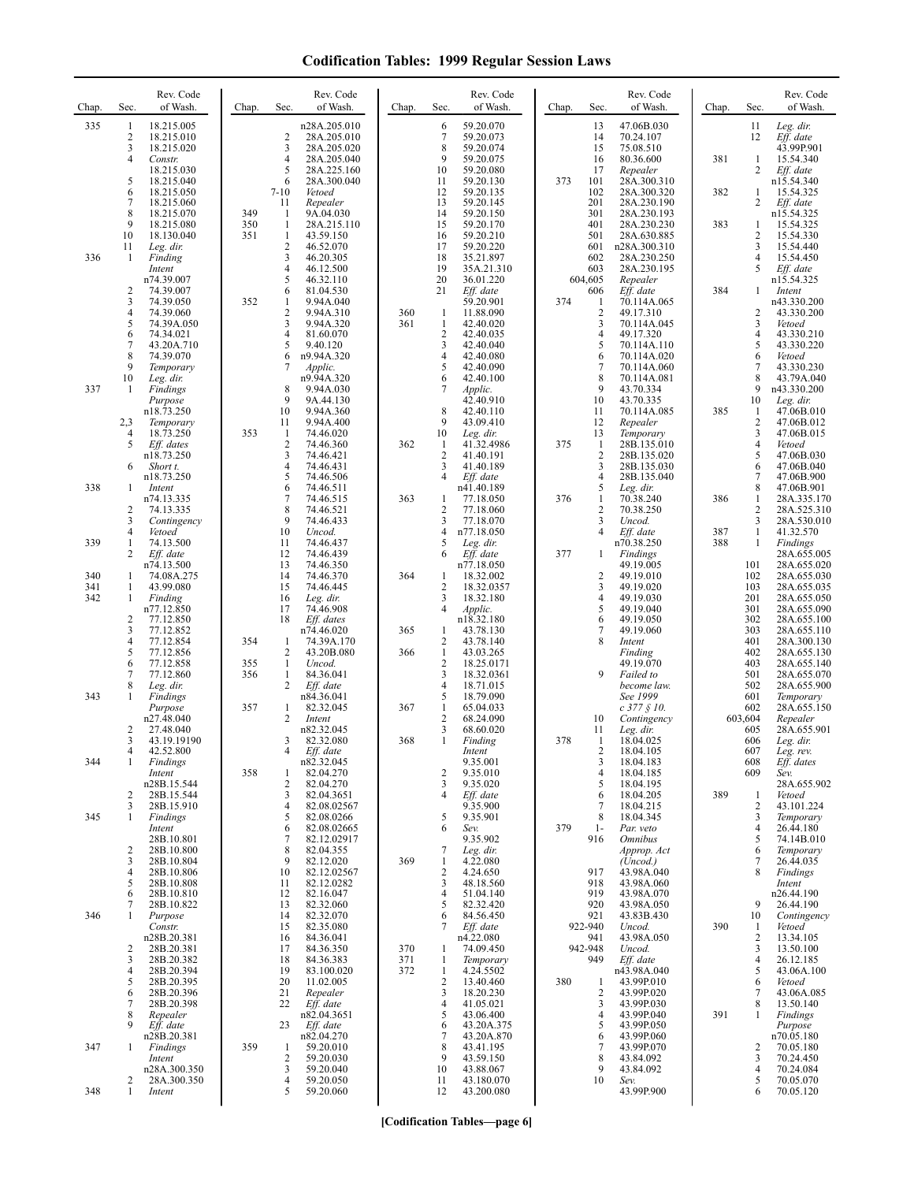# Codification Tables: 1999 Regular Session Laws

| Chap. | Sec. | Rev. Code of Wash. |
|---|---|---|
| 335 | 1 | 18.215.005 |
| | 2 | 18.215.010 |
| | 3 | 18.215.020 |
| | 4 | *Constr.* 18.215.030 |
| | 5 | 18.215.040 |
| | 6 | 18.215.050 |
| | 7 | 18.215.060 |
| | 8 | 18.215.070 |
| | 9 | 18.215.080 |
| | 10 | 18.130.040 |
| | 11 | *Leg. dir.* |
| 336 | 1 | *Finding Intent* n74.39.007 |
| | 2 | 74.39.007 |
| | 3 | 74.39.050 |
| | 4 | 74.39.060 |
| | 5 | 74.39A.050 |
| | 6 | 74.34.021 |
| | 7 | 43.20A.710 |
| | 8 | 74.39.070 |
| | 9 | *Temporary* |
| | 10 | *Leg. dir.* |
| 337 | 1 | *Findings Purpose* n18.73.250 |
| | 2,3 | *Temporary* |
| | 4 | 18.73.250 |
| | 5 | *Eff. dates* n18.73.250 |
| | 6 | *Short t.* n18.73.250 |
| 338 | 1 | *Intent* n74.13.335 |
| | 2 | 74.13.335 |
| | 3 | *Contingency* |
| | 4 | *Vetoed* |
| 339 | 1 | 74.13.500 |
| | 2 | *Eff. date* n74.13.500 |
| 340 | 1 | 74.08A.275 |
| 341 | 1 | 43.99.080 |
| 342 | 1 | *Finding* n77.12.850 |
| | 2 | 77.12.850 |
| | 3 | 77.12.852 |
| | 4 | 77.12.854 |
| | 5 | 77.12.856 |
| | 6 | 77.12.858 |
| | 7 | 77.12.860 |
| | 8 | *Leg. dir.* |
| 343 | 1 | *Findings Purpose* n27.48.040 |
| | 2 | 27.48.040 |
| | 3 | 43.19.19190 |
| | 4 | 42.52.800 |
| 344 | 1 | *Findings Intent* n28B.15.544 |
| | 2 | 28B.15.544 |
| | 3 | 28B.15.910 |
| 345 | 1 | *Findings Intent* 28B.10.801 |
| | 2 | 28B.10.800 |
| | 3 | 28B.10.804 |
| | 4 | 28B.10.806 |
| | 5 | 28B.10.808 |
| | 6 | 28B.10.810 |
| | 7 | 28B.10.822 |
| 346 | 1 | *Purpose Constr.* n28B.20.381 |
| | 2 | 28B.20.381 |
| | 3 | 28B.20.382 |
| | 4 | 28B.20.394 |
| | 5 | 28B.20.395 |
| | 6 | 28B.20.396 |
| | 7 | 28B.20.398 |
| | 8 | *Repealer* |
| | 9 | *Eff. date* n28B.20.381 |
| 347 | 1 | *Findings Intent* n28A.300.350 |
| | 2 | 28A.300.350 |
| 348 | 1 | *Intent* n28A.205.010 |
| | 2 | 28A.205.010 |
| | 3 | 28A.205.020 |
| | 4 | 28A.205.040 |
| | 5 | 28A.225.160 |
| | 6 | 28A.300.040 |
| | 7-10 | *Vetoed* |
| | 11 | *Repealer* |
| 349 | 1 | 9A.04.030 |
| 350 | 1 | 28A.215.110 |
| 351 | 1 | 43.59.150 |
| | 2 | 46.52.070 |
| | 3 | 46.20.305 |
| | 4 | 46.12.500 |
| | 5 | 46.32.110 |
| | 6 | 81.04.530 |
| 352 | 1 | 9.94A.040 |
| | 2 | 9.94A.310 |
| | 3 | 9.94A.320 |
| | 4 | 81.60.070 |
| | 5 | 9.40.120 |
| | 6 | n9.94A.320 |
| | 7 | *Applic.* n9.94A.320 |
| | 8 | 9.94A.030 |
| | 9 | 9A.44.130 |
| | 10 | 9.94A.360 |
| | 11 | 9.94A.400 |
| 353 | 1 | 74.46.020 |
| | 2 | 74.46.360 |
| | 3 | 74.46.421 |
| | 4 | 74.46.431 |
| | 5 | 74.46.506 |
| | 6 | 74.46.511 |
| | 7 | 74.46.515 |
| | 8 | 74.46.521 |
| | 9 | 74.46.433 |
| | 10 | *Uncod.* |
| | 11 | 74.46.437 |
| | 12 | 74.46.439 |
| | 13 | 74.46.350 |
| | 14 | 74.46.370 |
| | 15 | 74.46.445 |
| | 16 | *Leg. dir.* |
| | 17 | 74.46.908 |
| | 18 | *Eff. dates* n74.46.020 |
| 354 | 1 | 74.39A.170 |
| | 2 | 43.20B.080 |
| 355 | 1 | *Uncod.* |
| 356 | 1 | 84.36.041 |
| | 2 | *Eff. date* n84.36.041 |
| 357 | 1 | 82.32.045 |
| | 2 | *Intent* n82.32.045 |
| | 3 | 82.32.080 |
| | 4 | *Eff. date* n82.32.045 |
| 358 | 1 | 82.04.270 |
| | 2 | 82.04.270 |
| | 3 | 82.04.3651 |
| | 4 | 82.08.02567 |
| | 5 | 82.08.0266 |
| | 6 | 82.08.02665 |
| | 7 | 82.12.02917 |
| | 8 | 82.04.355 |
| | 9 | 82.12.020 |
| | 10 | 82.12.02567 |
| | 11 | 82.12.0282 |
| | 12 | 82.16.047 |
| | 13 | 82.32.060 |
| | 14 | 82.32.070 |
| | 15 | 82.35.080 |
| | 16 | 84.36.041 |
| | 17 | 84.36.350 |
| | 18 | 84.36.383 |
| | 19 | 83.100.020 |
| | 20 | 11.02.005 |
| | 21 | *Repealer* |
| | 22 | *Eff. date* n82.04.3651 |
| | 23 | *Eff. date* n82.04.270 |
| 359 | 1 | 59.20.010 |
| | 2 | 59.20.030 |
| | 3 | 59.20.040 |
| | 4 | 59.20.050 |
| | 5 | 59.20.060 |
| | 6 | 59.20.070 |
| | 7 | 59.20.073 |
| | 8 | 59.20.074 |
| | 9 | 59.20.075 |
| | 10 | 59.20.080 |
| | 11 | 59.20.130 |
| | 12 | 59.20.135 |
| | 13 | 59.20.145 |
| | 14 | 59.20.150 |
| | 15 | 59.20.170 |
| | 16 | 59.20.210 |
| | 17 | 59.20.220 |
| | 18 | 35.21.897 |
| | 19 | 35A.21.310 |
| | 20 | 36.01.220 |
| | 21 | *Eff. date* 59.20.901 |
| 360 | 1 | 11.88.090 |
| 361 | 1 | 42.40.020 |
| | 2 | 42.40.035 |
| | 3 | 42.40.040 |
| | 4 | 42.40.080 |
| | 5 | 42.40.090 |
| | 6 | 42.40.100 |
| | 7 | *Applic.* 42.40.910 |
| | 8 | 42.40.110 |
| | 9 | 43.09.410 |
| | 10 | *Leg. dir.* |
| 362 | 1 | 41.32.4986 |
| | 2 | 41.40.191 |
| | 3 | 41.40.189 |
| | 4 | *Eff. date* n41.40.189 |
| 363 | 1 | 77.18.050 |
| | 2 | 77.18.060 |
| | 3 | 77.18.070 |
| | 4 | n77.18.050 |
| | 5 | *Leg. dir.* |
| | 6 | *Eff. date* n77.18.050 |
| 364 | 1 | 18.32.002 |
| | 2 | 18.32.0357 |
| | 3 | 18.32.180 |
| | 4 | *Applic.* n18.32.180 |
| 365 | 1 | 43.78.130 |
| | 2 | 43.78.140 |
| 366 | 1 | 43.03.265 |
| | 2 | 18.25.0171 |
| | 3 | 18.32.0361 |
| | 4 | 18.71.015 |
| | 5 | 18.79.090 |
| 367 | 1 | 65.04.033 |
| | 2 | 68.24.090 |
| | 3 | 68.60.020 |
| 368 | 1 | *Finding Intent* 9.35.001 |
| | 2 | 9.35.010 |
| | 3 | 9.35.020 |
| | 4 | *Eff. date* 9.35.900 |
| | 5 | 9.35.901 |
| | 6 | *Sev.* 9.35.902 |
| | 7 | *Leg. dir.* |
| 369 | 1 | 4.22.080 |
| | 2 | 4.24.650 |
| | 3 | 48.18.560 |
| | 4 | 51.04.140 |
| | 5 | 82.32.420 |
| | 6 | 84.56.450 |
| | 7 | *Eff. date* n4.22.080 |
| 370 | 1 | 74.09.450 |
| 371 | 1 | *Temporary* |
| 372 | 1 | 4.24.5502 |
| | 2 | 13.40.460 |
| | 3 | 18.20.230 |
| | 4 | 41.05.021 |
| | 5 | 43.06.400 |
| | 6 | 43.20A.375 |
| | 7 | 43.20A.870 |
| | 8 | 43.41.195 |
| | 9 | 43.59.150 |
| | 10 | 43.88.067 |
| | 11 | 43.180.070 |
| | 12 | 43.200.080 |
| | 13 | 47.06B.030 |
| | 14 | 70.24.107 |
| | 15 | 75.08.510 |
| | 16 | 80.36.600 |
| | 17 | *Repealer* |
| 373 | 101 | 28A.300.310 |
| | 102 | 28A.300.320 |
| | 201 | 28A.230.190 |
| | 301 | 28A.230.193 |
| | 401 | 28A.230.230 |
| | 501 | 28A.630.885 |
| | 601 | n28A.300.310 |
| | 602 | 28A.230.250 |
| | 603 | 28A.230.195 |
| | 604,605 | *Repealer* |
| | 606 | *Eff. date* |
| 374 | 1 | 70.114A.065 |
| | 2 | 49.17.310 |
| | 3 | 70.114A.045 |
| | 4 | 49.17.320 |
| | 5 | 70.114A.110 |
| | 6 | 70.114A.020 |
| | 7 | 70.114A.060 |
| | 8 | 70.114A.081 |
| | 9 | 43.70.334 |
| | 10 | 43.70.335 |
| | 11 | 70.114A.085 |
| | 12 | *Repealer* |
| | 13 | *Temporary* |
| 375 | 1 | 28B.135.010 |
| | 2 | 28B.135.020 |
| | 3 | 28B.135.030 |
| | 4 | 28B.135.040 |
| | 5 | *Leg. dir.* |
| 376 | 1 | 70.38.240 |
| | 2 | 70.38.250 |
| | 3 | *Uncod.* |
| | 4 | *Eff. date* n70.38.250 |
| 377 | 1 | *Findings* 49.19.005 |
| | 2 | 49.19.010 |
| | 3 | 49.19.020 |
| | 4 | 49.19.030 |
| | 5 | 49.19.040 |
| | 6 | 49.19.050 |
| | 7 | 49.19.060 |
| | 8 | *Intent Finding* 49.19.070 |
| | 9 | *Failed to become law. See 1999 c 377 § 10.* |
| | 10 | *Contingency* |
| | 11 | *Leg. dir.* |
| 378 | 1 | 18.04.025 |
| | 2 | 18.04.105 |
| | 3 | 18.04.183 |
| | 4 | 18.04.185 |
| | 5 | 18.04.195 |
| | 6 | 18.04.205 |
| | 7 | 18.04.215 |
| | 8 | 18.04.345 |
| 379 | 1-916 | *Par. veto Omnibus Approp. Act (Uncod.)* |
| | 917 | 43.98A.040 |
| | 918 | 43.98A.060 |
| | 919 | 43.98A.070 |
| | 920 | 43.98A.050 |
| | 921 | 43.83B.430 |
| | 922-940 | *Uncod.* |
| | 941 | 43.98A.050 |
| | 942-948 | *Uncod.* |
| | 949 | *Eff. date* n43.98A.040 |
| 380 | 1 | 43.99P.010 |
| | 2 | 43.99P.020 |
| | 3 | 43.99P.030 |
| | 4 | 43.99P.040 |
| | 5 | 43.99P.050 |
| | 6 | 43.99P.060 |
| | 7 | 43.99P.070 |
| | 8 | 43.84.092 |
| | 9 | 43.84.092 |
| | 10 | *Sev.* 43.99P.900 |
| | 11 | *Leg. dir.* |
| | 12 | *Eff. date* 43.99P.901 |
| 381 | 1 | 15.54.340 |
| | 2 | *Eff. date* n15.54.340 |
| 382 | 1 | 15.54.325 |
| | 2 | *Eff. date* n15.54.325 |
| 383 | 1 | 15.54.325 |
| | 2 | 15.54.330 |
| | 3 | 15.54.440 |
| | 4 | 15.54.450 |
| | 5 | *Eff. date* n15.54.325 |
| 384 | 1 | *Intent* n43.330.200 |
| | 2 | 43.330.200 |
| | 3 | *Vetoed* |
| | 4 | 43.330.210 |
| | 5 | 43.330.220 |
| | 6 | *Vetoed* |
| | 7 | 43.330.230 |
| | 8 | 43.79A.040 |
| | 9 | n43.330.200 |
| | 10 | *Leg. dir.* |
| 385 | 1 | 47.06B.010 |
| | 2 | 47.06B.012 |
| | 3 | 47.06B.015 |
| | 4 | *Vetoed* |
| | 5 | 47.06B.030 |
| | 6 | 47.06B.040 |
| | 7 | 47.06B.900 |
| | 8 | 47.06B.901 |
| 386 | 1 | 28A.335.170 |
| | 2 | 28A.525.310 |
| | 3 | 28A.530.010 |
| 387 | 1 | 41.32.570 |
| 388 | 1 | *Findings* 28A.655.005 |
| | 101 | 28A.655.020 |
| | 102 | 28A.655.030 |
| | 103 | 28A.655.035 |
| | 201 | 28A.655.050 |
| | 301 | 28A.655.090 |
| | 302 | 28A.655.100 |
| | 303 | 28A.655.110 |
| | 401 | 28A.300.130 |
| | 402 | 28A.655.130 |
| | 403 | 28A.655.140 |
| | 501 | 28A.655.070 |
| | 502 | 28A.655.900 |
| | 601 | *Temporary* |
| | 602 | 28A.655.150 |
| | 603,604 | *Repealer* |
| | 605 | 28A.655.901 |
| | 606 | *Leg. dir.* |
| | 607 | *Leg. rev.* |
| | 608 | *Eff. dates* |
| | 609 | *Sev.* 28A.655.902 |
| 389 | 1 | *Vetoed* |
| | 2 | 43.101.224 |
| | 3 | *Temporary* |
| | 4 | 26.44.180 |
| | 5 | 74.14B.010 |
| | 6 | *Temporary* |
| | 7 | 26.44.035 |
| | 8 | *Findings Intent* n26.44.190 |
| | 9 | 26.44.190 |
| | 10 | *Contingency* |
| 390 | 1 | *Vetoed* |
| | 2 | 13.34.105 |
| | 3 | 13.50.100 |
| | 4 | 26.12.185 |
| | 5 | 43.06A.100 |
| | 6 | *Vetoed* |
| | 7 | 43.06A.085 |
| | 8 | 13.50.140 |
| 391 | 1 | *Findings Purpose* n70.05.180 |
| | 2 | 70.05.180 |
| | 3 | 70.24.450 |
| | 4 | 70.24.084 |
| | 5 | 70.05.070 |
| | 6 | 70.05.120 |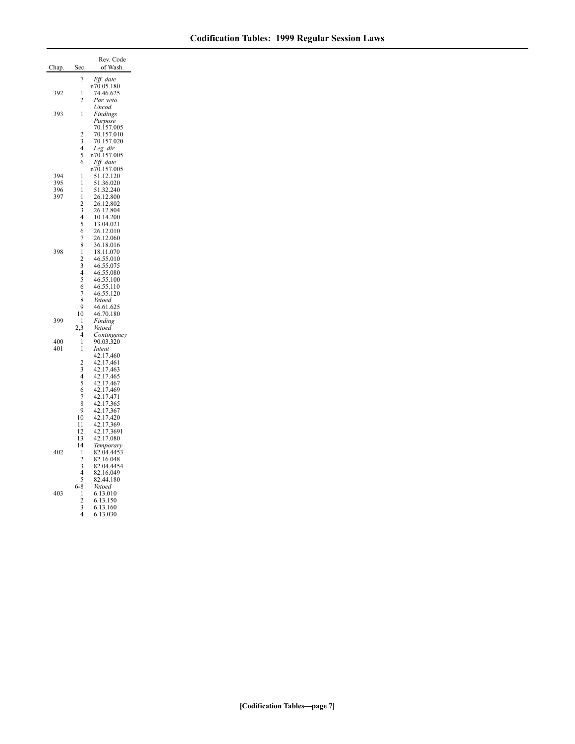| Chap. | Sec. | Rev. Code of Wash. |
|---|---|---|
| | 7 | *Eff. date* n70.05.180 |
| 392 | 1 | 74.46.625 |
| | 2 | *Par. veto* *Uncod.* |
| 393 | 1 | *Findings* *Purpose* 70.157.005 |
| | 2 | 70.157.010 |
| | 3 | 70.157.020 |
| | 4 | *Leg. dir.* |
| | 5 | n70.157.005 |
| | 6 | *Eff. date* n70.157.005 |
| 394 | 1 | 51.12.120 |
| 395 | 1 | 51.36.020 |
| 396 | 1 | 51.32.240 |
| 397 | 1 | 26.12.800 |
| | 2 | 26.12.802 |
| | 3 | 26.12.804 |
| | 4 | 10.14.200 |
| | 5 | 13.04.021 |
| | 6 | 26.12.010 |
| | 7 | 26.12.060 |
| | 8 | 36.18.016 |
| 398 | 1 | 18.11.070 |
| | 2 | 46.55.010 |
| | 3 | 46.55.075 |
| | 4 | 46.55.080 |
| | 5 | 46.55.100 |
| | 6 | 46.55.110 |
| | 7 | 46.55.120 |
| | 8 | *Vetoed* |
| | 9 | 46.61.625 |
| | 10 | 46.70.180 |
| 399 | 1 | *Finding* |
| | 2,3 | *Vetoed* |
| | 4 | *Contingency* |
| 400 | 1 | 90.03.320 |
| 401 | 1 | *Intent* 42.17.460 |
| | 2 | 42.17.461 |
| | 3 | 42.17.463 |
| | 4 | 42.17.465 |
| | 5 | 42.17.467 |
| | 6 | 42.17.469 |
| | 7 | 42.17.471 |
| | 8 | 42.17.365 |
| | 9 | 42.17.367 |
| | 10 | 42.17.420 |
| | 11 | 42.17.369 |
| | 12 | 42.17.3691 |
| | 13 | 42.17.080 |
| | 14 | *Temporary* |
| 402 | 1 | 82.04.4453 |
| | 2 | 82.16.048 |
| | 3 | 82.04.4454 |
| | 4 | 82.16.049 |
| | 5 | 82.44.180 |
| | 6-8 | *Vetoed* |
| 403 | 1 | 6.13.010 |
| | 2 | 6.13.150 |
| | 3 | 6.13.160 |
| | 4 | 6.13.030 |